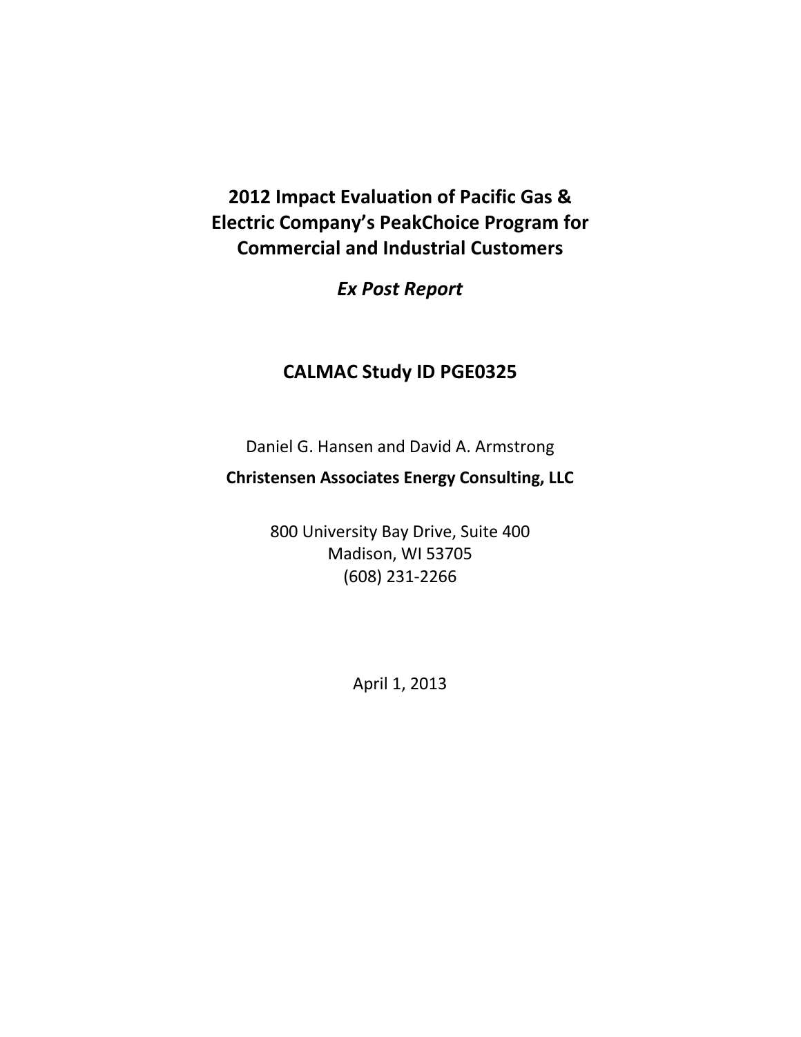# 2012 Impact Evaluation of Pacific Gas & Electric Company's PeakChoice Program for Commercial and Industrial Customers

*Ex Post Report*

## CALMAC Study ID PGE0325

Daniel G. Hansen and David A. Armstrong

**Christensen Associates Energy Consulting, LLC**

800 University Bay Drive, Suite 400
Madison, WI 53705
(608) 231-2266

April 1, 2013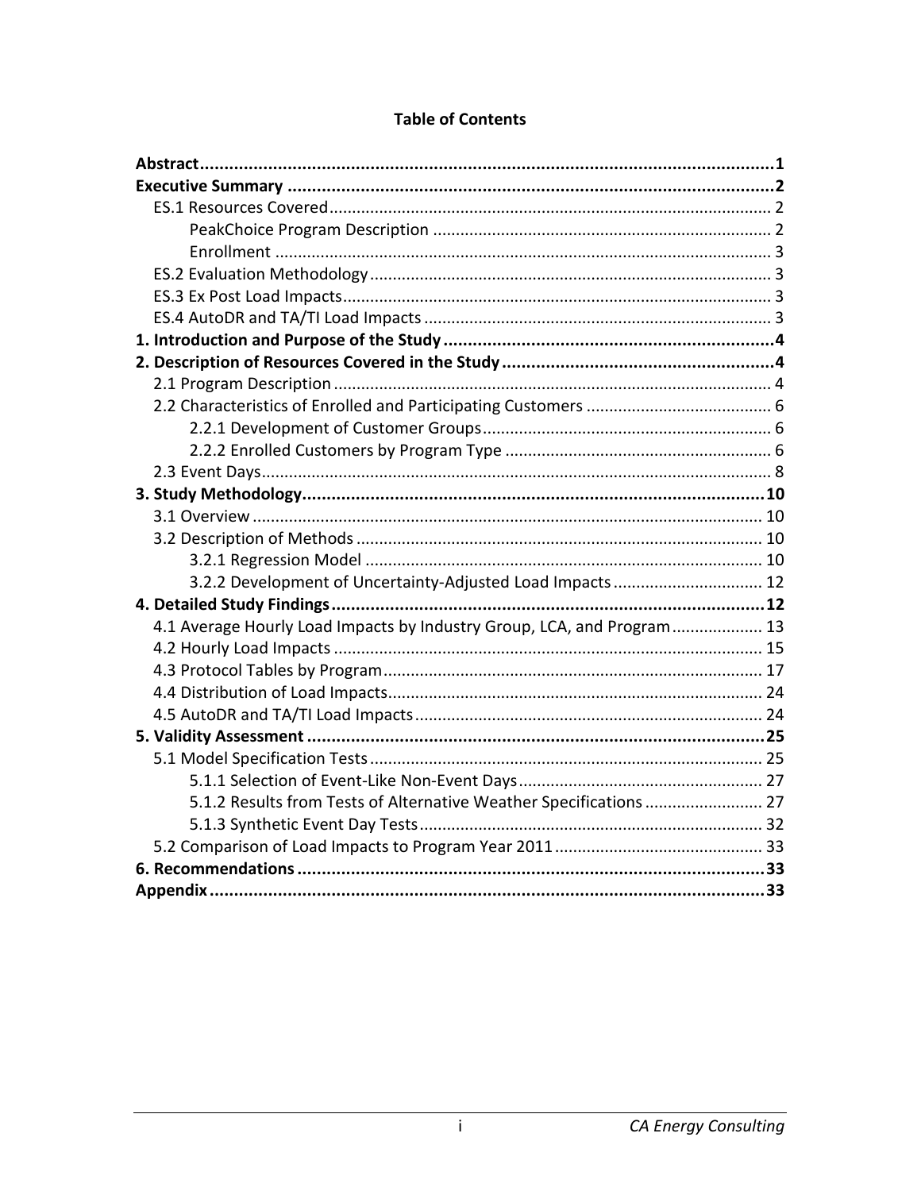# Table of Contents

**Abstract** ........................................................................................................................ **1**

**Executive Summary** ...................................................................................................... **2**

- ES.1 Resources Covered ................................................................................................. 2
  - PeakChoice Program Description ........................................................................... 2
  - Enrollment ............................................................................................................. 3
- ES.2 Evaluation Methodology .......................................................................................... 3
- ES.3 Ex Post Load Impacts .............................................................................................. 3
- ES.4 AutoDR and TA/TI Load Impacts ............................................................................ 3

**1. Introduction and Purpose of the Study** .................................................................... **4**

**2. Description of Resources Covered in the Study** ........................................................ **4**

- 2.1 Program Description ................................................................................................. 4
- 2.2 Characteristics of Enrolled and Participating Customers ......................................... 6
  - 2.2.1 Development of Customer Groups ................................................................. 6
  - 2.2.2 Enrolled Customers by Program Type ........................................................... 6
- 2.3 Event Days ................................................................................................................ 8

**3. Study Methodology** ................................................................................................. **10**

- 3.1 Overview ................................................................................................................. 10
- 3.2 Description of Methods .......................................................................................... 10
  - 3.2.1 Regression Model ......................................................................................... 10
  - 3.2.2 Development of Uncertainty-Adjusted Load Impacts ................................. 12

**4. Detailed Study Findings** .......................................................................................... **12**

- 4.1 Average Hourly Load Impacts by Industry Group, LCA, and Program .................... 13
- 4.2 Hourly Load Impacts ............................................................................................... 15
- 4.3 Protocol Tables by Program .................................................................................... 17
- 4.4 Distribution of Load Impacts ................................................................................... 24
- 4.5 AutoDR and TA/TI Load Impacts ............................................................................. 24

**5. Validity Assessment** ............................................................................................... **25**

- 5.1 Model Specification Tests ....................................................................................... 25
  - 5.1.1 Selection of Event-Like Non-Event Days ...................................................... 27
  - 5.1.2 Results from Tests of Alternative Weather Specifications .......................... 27
  - 5.1.3 Synthetic Event Day Tests ............................................................................ 32
- 5.2 Comparison of Load Impacts to Program Year 2011 .............................................. 33

**6. Recommendations** ................................................................................................. **33**

**Appendix** .................................................................................................................. **33**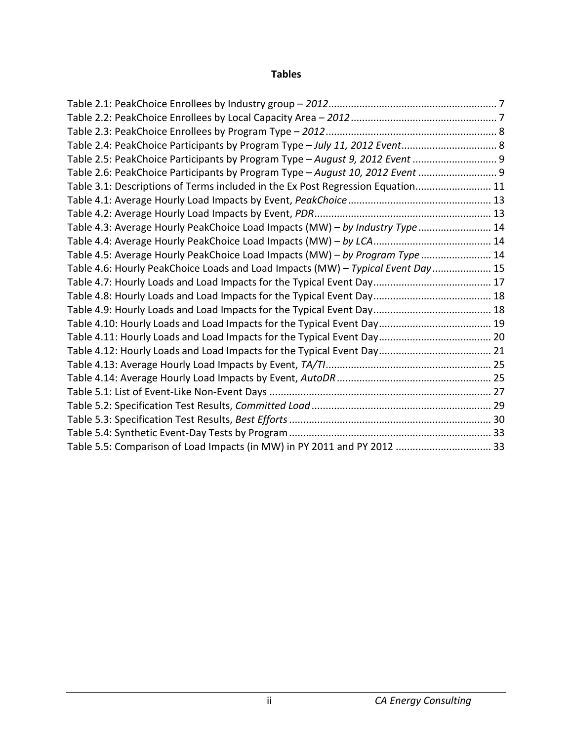## Tables

Table 2.1: PeakChoice Enrollees by Industry group – *2012* ........ 7
Table 2.2: PeakChoice Enrollees by Local Capacity Area – *2012* ........ 7
Table 2.3: PeakChoice Enrollees by Program Type – *2012* ........ 8
Table 2.4: PeakChoice Participants by Program Type – *July 11, 2012 Event* ........ 8
Table 2.5: PeakChoice Participants by Program Type – *August 9, 2012 Event* ........ 9
Table 2.6: PeakChoice Participants by Program Type – *August 10, 2012 Event* ........ 9
Table 3.1: Descriptions of Terms included in the Ex Post Regression Equation ........ 11
Table 4.1: Average Hourly Load Impacts by Event, *PeakChoice* ........ 13
Table 4.2: Average Hourly Load Impacts by Event, *PDR* ........ 13
Table 4.3: Average Hourly PeakChoice Load Impacts (MW) – *by Industry Type* ........ 14
Table 4.4: Average Hourly PeakChoice Load Impacts (MW) – *by LCA* ........ 14
Table 4.5: Average Hourly PeakChoice Load Impacts (MW) – *by Program Type* ........ 14
Table 4.6: Hourly PeakChoice Loads and Load Impacts (MW) – *Typical Event Day* ........ 15
Table 4.7: Hourly Loads and Load Impacts for the Typical Event Day ........ 17
Table 4.8: Hourly Loads and Load Impacts for the Typical Event Day ........ 18
Table 4.9: Hourly Loads and Load Impacts for the Typical Event Day ........ 18
Table 4.10: Hourly Loads and Load Impacts for the Typical Event Day ........ 19
Table 4.11: Hourly Loads and Load Impacts for the Typical Event Day ........ 20
Table 4.12: Hourly Loads and Load Impacts for the Typical Event Day ........ 21
Table 4.13: Average Hourly Load Impacts by Event, *TA/TI* ........ 25
Table 4.14: Average Hourly Load Impacts by Event, *AutoDR* ........ 25
Table 5.1: List of Event-Like Non-Event Days ........ 27
Table 5.2: Specification Test Results, *Committed Load* ........ 29
Table 5.3: Specification Test Results, *Best Efforts* ........ 30
Table 5.4: Synthetic Event-Day Tests by Program ........ 33
Table 5.5: Comparison of Load Impacts (in MW) in PY 2011 and PY 2012 ........ 33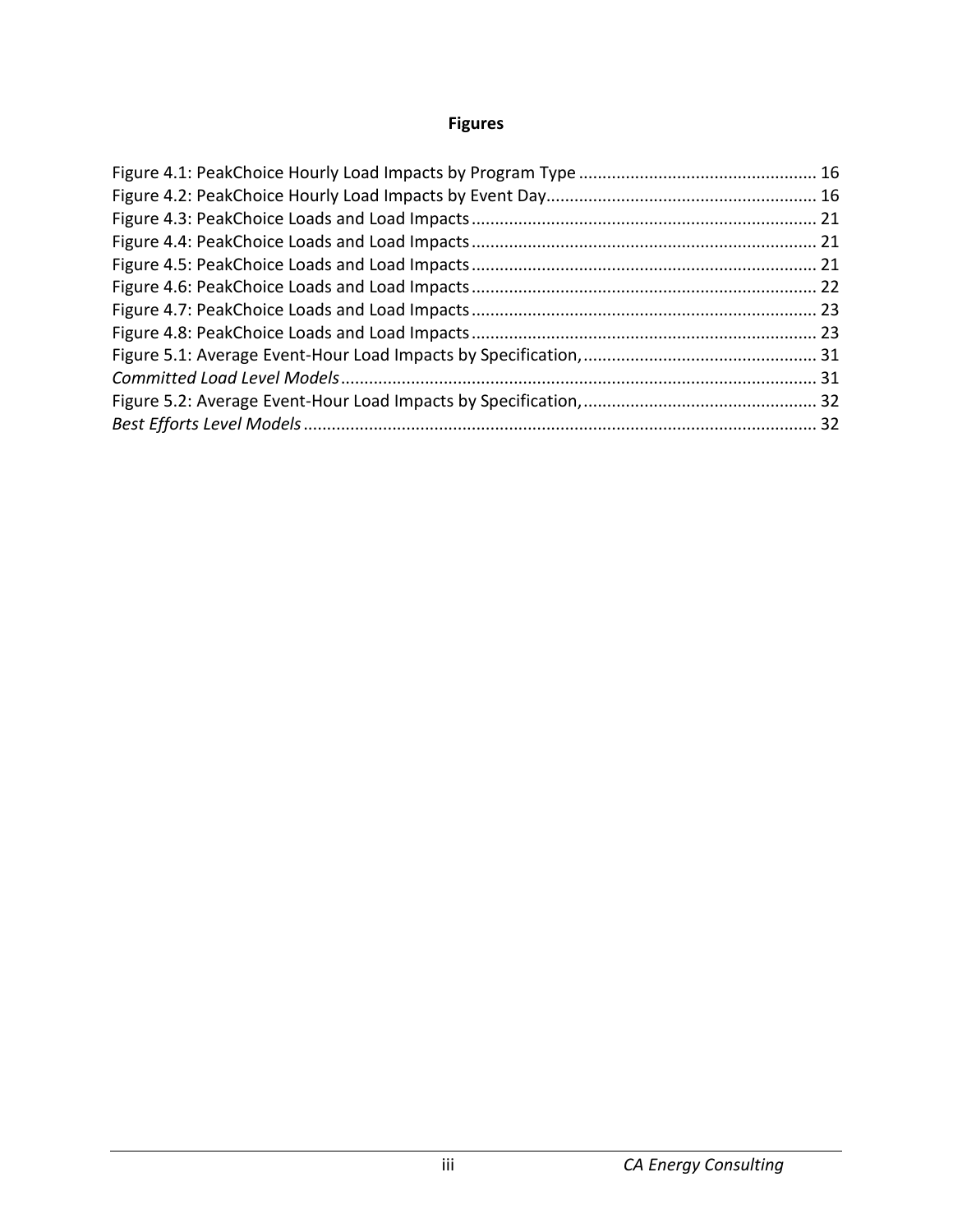## Figures

Figure 4.1: PeakChoice Hourly Load Impacts by Program Type ................................................... 16
Figure 4.2: PeakChoice Hourly Load Impacts by Event Day.......................................................... 16
Figure 4.3: PeakChoice Loads and Load Impacts .......................................................................... 21
Figure 4.4: PeakChoice Loads and Load Impacts .......................................................................... 21
Figure 4.5: PeakChoice Loads and Load Impacts .......................................................................... 21
Figure 4.6: PeakChoice Loads and Load Impacts .......................................................................... 22
Figure 4.7: PeakChoice Loads and Load Impacts .......................................................................... 23
Figure 4.8: PeakChoice Loads and Load Impacts .......................................................................... 23
Figure 5.1: Average Event-Hour Load Impacts by Specification, .................................................. 31
*Committed Load Level Models* ..................................................................................................... 31
Figure 5.2: Average Event-Hour Load Impacts by Specification, .................................................. 32
*Best Efforts Level Models* ............................................................................................................. 32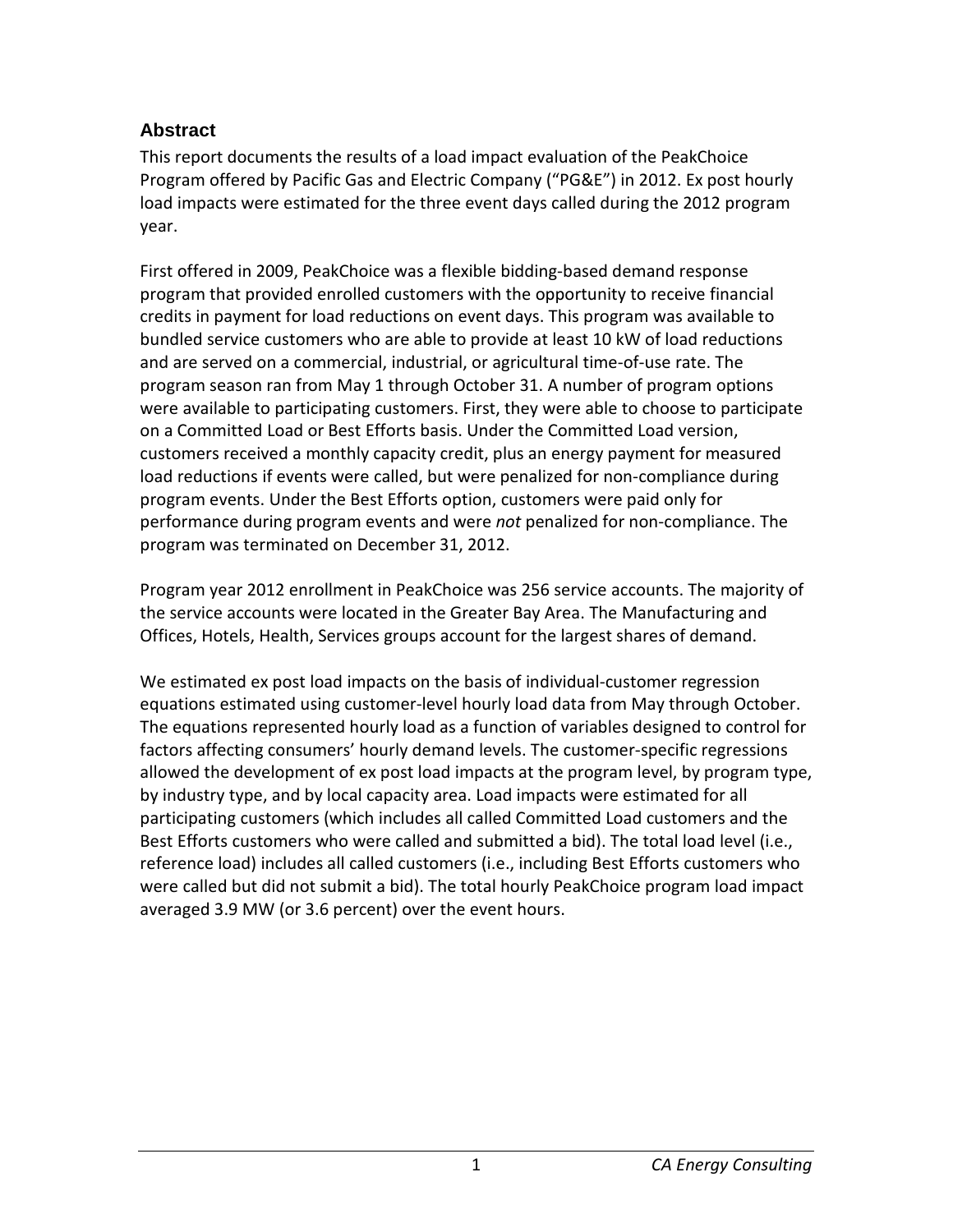## Abstract

This report documents the results of a load impact evaluation of the PeakChoice Program offered by Pacific Gas and Electric Company ("PG&E") in 2012. Ex post hourly load impacts were estimated for the three event days called during the 2012 program year.

First offered in 2009, PeakChoice was a flexible bidding-based demand response program that provided enrolled customers with the opportunity to receive financial credits in payment for load reductions on event days. This program was available to bundled service customers who are able to provide at least 10 kW of load reductions and are served on a commercial, industrial, or agricultural time-of-use rate. The program season ran from May 1 through October 31. A number of program options were available to participating customers. First, they were able to choose to participate on a Committed Load or Best Efforts basis. Under the Committed Load version, customers received a monthly capacity credit, plus an energy payment for measured load reductions if events were called, but were penalized for non-compliance during program events. Under the Best Efforts option, customers were paid only for performance during program events and were *not* penalized for non-compliance. The program was terminated on December 31, 2012.

Program year 2012 enrollment in PeakChoice was 256 service accounts. The majority of the service accounts were located in the Greater Bay Area. The Manufacturing and Offices, Hotels, Health, Services groups account for the largest shares of demand.

We estimated ex post load impacts on the basis of individual-customer regression equations estimated using customer-level hourly load data from May through October. The equations represented hourly load as a function of variables designed to control for factors affecting consumers' hourly demand levels. The customer-specific regressions allowed the development of ex post load impacts at the program level, by program type, by industry type, and by local capacity area. Load impacts were estimated for all participating customers (which includes all called Committed Load customers and the Best Efforts customers who were called and submitted a bid). The total load level (i.e., reference load) includes all called customers (i.e., including Best Efforts customers who were called but did not submit a bid). The total hourly PeakChoice program load impact averaged 3.9 MW (or 3.6 percent) over the event hours.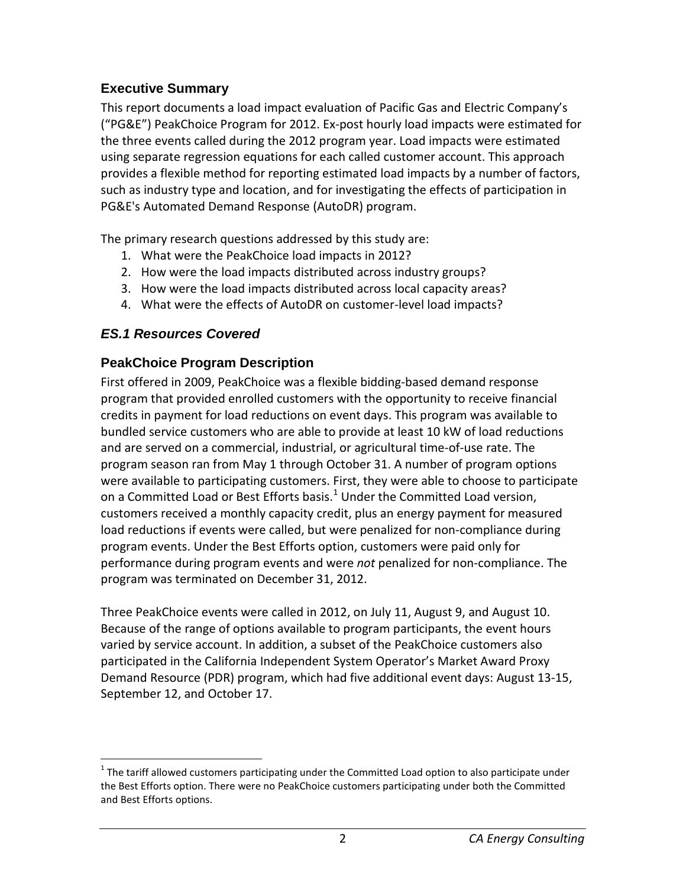## Executive Summary

This report documents a load impact evaluation of Pacific Gas and Electric Company's ("PG&E") PeakChoice Program for 2012. Ex-post hourly load impacts were estimated for the three events called during the 2012 program year. Load impacts were estimated using separate regression equations for each called customer account. This approach provides a flexible method for reporting estimated load impacts by a number of factors, such as industry type and location, and for investigating the effects of participation in PG&E's Automated Demand Response (AutoDR) program.

The primary research questions addressed by this study are:

1. What were the PeakChoice load impacts in 2012?
2. How were the load impacts distributed across industry groups?
3. How were the load impacts distributed across local capacity areas?
4. What were the effects of AutoDR on customer-level load impacts?

### *ES.1 Resources Covered*

### PeakChoice Program Description

First offered in 2009, PeakChoice was a flexible bidding-based demand response program that provided enrolled customers with the opportunity to receive financial credits in payment for load reductions on event days. This program was available to bundled service customers who are able to provide at least 10 kW of load reductions and are served on a commercial, industrial, or agricultural time-of-use rate. The program season ran from May 1 through October 31. A number of program options were available to participating customers. First, they were able to choose to participate on a Committed Load or Best Efforts basis.[1] Under the Committed Load version, customers received a monthly capacity credit, plus an energy payment for measured load reductions if events were called, but were penalized for non-compliance during program events. Under the Best Efforts option, customers were paid only for performance during program events and were *not* penalized for non-compliance. The program was terminated on December 31, 2012.

Three PeakChoice events were called in 2012, on July 11, August 9, and August 10. Because of the range of options available to program participants, the event hours varied by service account. In addition, a subset of the PeakChoice customers also participated in the California Independent System Operator's Market Award Proxy Demand Resource (PDR) program, which had five additional event days: August 13-15, September 12, and October 17.

[1] The tariff allowed customers participating under the Committed Load option to also participate under the Best Efforts option. There were no PeakChoice customers participating under both the Committed and Best Efforts options.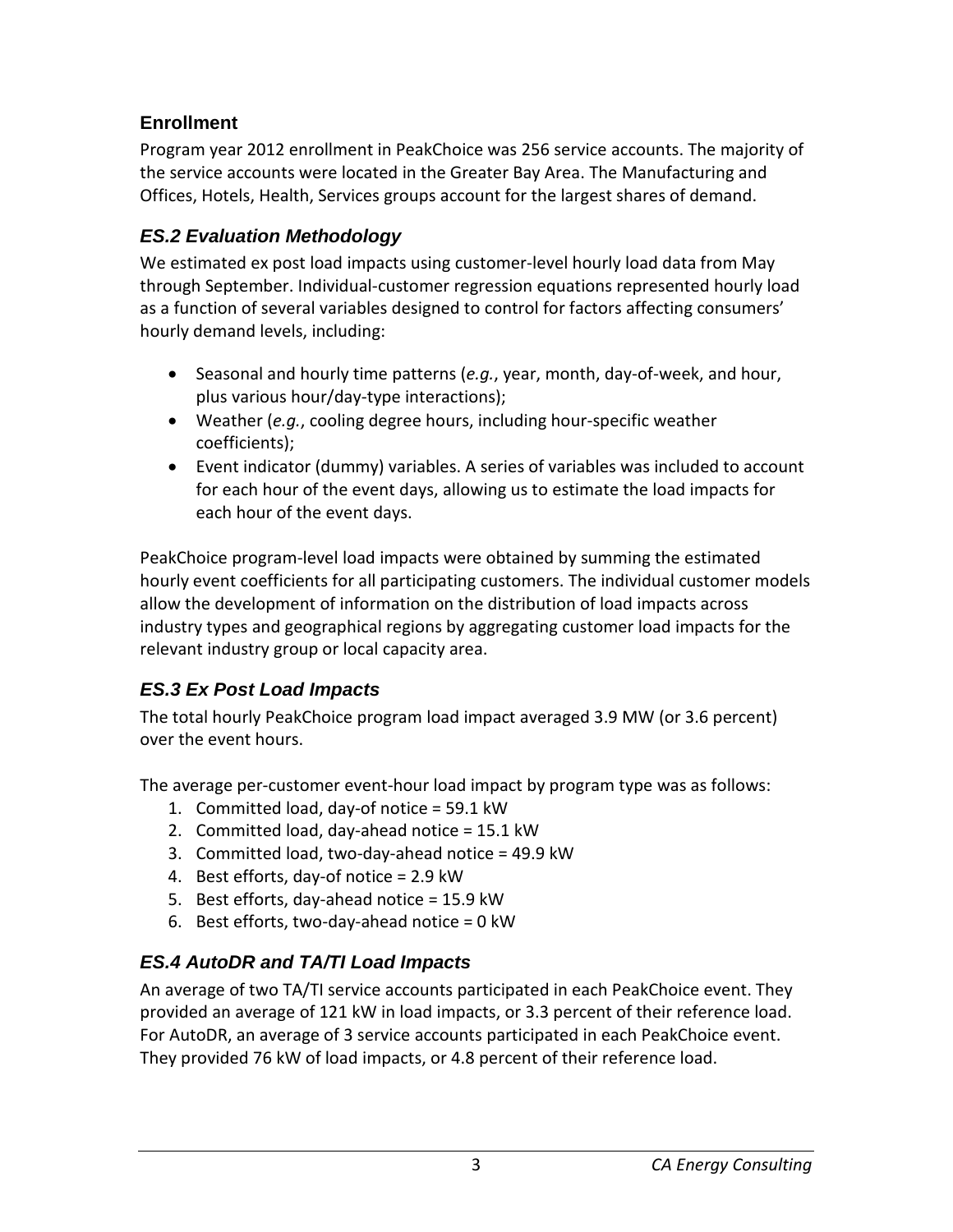### Enrollment

Program year 2012 enrollment in PeakChoice was 256 service accounts. The majority of the service accounts were located in the Greater Bay Area. The Manufacturing and Offices, Hotels, Health, Services groups account for the largest shares of demand.

## *ES.2 Evaluation Methodology*

We estimated ex post load impacts using customer-level hourly load data from May through September. Individual-customer regression equations represented hourly load as a function of several variables designed to control for factors affecting consumers' hourly demand levels, including:

- Seasonal and hourly time patterns (*e.g.*, year, month, day-of-week, and hour, plus various hour/day-type interactions);
- Weather (*e.g.*, cooling degree hours, including hour-specific weather coefficients);
- Event indicator (dummy) variables. A series of variables was included to account for each hour of the event days, allowing us to estimate the load impacts for each hour of the event days.

PeakChoice program-level load impacts were obtained by summing the estimated hourly event coefficients for all participating customers. The individual customer models allow the development of information on the distribution of load impacts across industry types and geographical regions by aggregating customer load impacts for the relevant industry group or local capacity area.

## *ES.3 Ex Post Load Impacts*

The total hourly PeakChoice program load impact averaged 3.9 MW (or 3.6 percent) over the event hours.

The average per-customer event-hour load impact by program type was as follows:

1. Committed load, day-of notice = 59.1 kW
2. Committed load, day-ahead notice = 15.1 kW
3. Committed load, two-day-ahead notice = 49.9 kW
4. Best efforts, day-of notice = 2.9 kW
5. Best efforts, day-ahead notice = 15.9 kW
6. Best efforts, two-day-ahead notice = 0 kW

## *ES.4 AutoDR and TA/TI Load Impacts*

An average of two TA/TI service accounts participated in each PeakChoice event. They provided an average of 121 kW in load impacts, or 3.3 percent of their reference load. For AutoDR, an average of 3 service accounts participated in each PeakChoice event. They provided 76 kW of load impacts, or 4.8 percent of their reference load.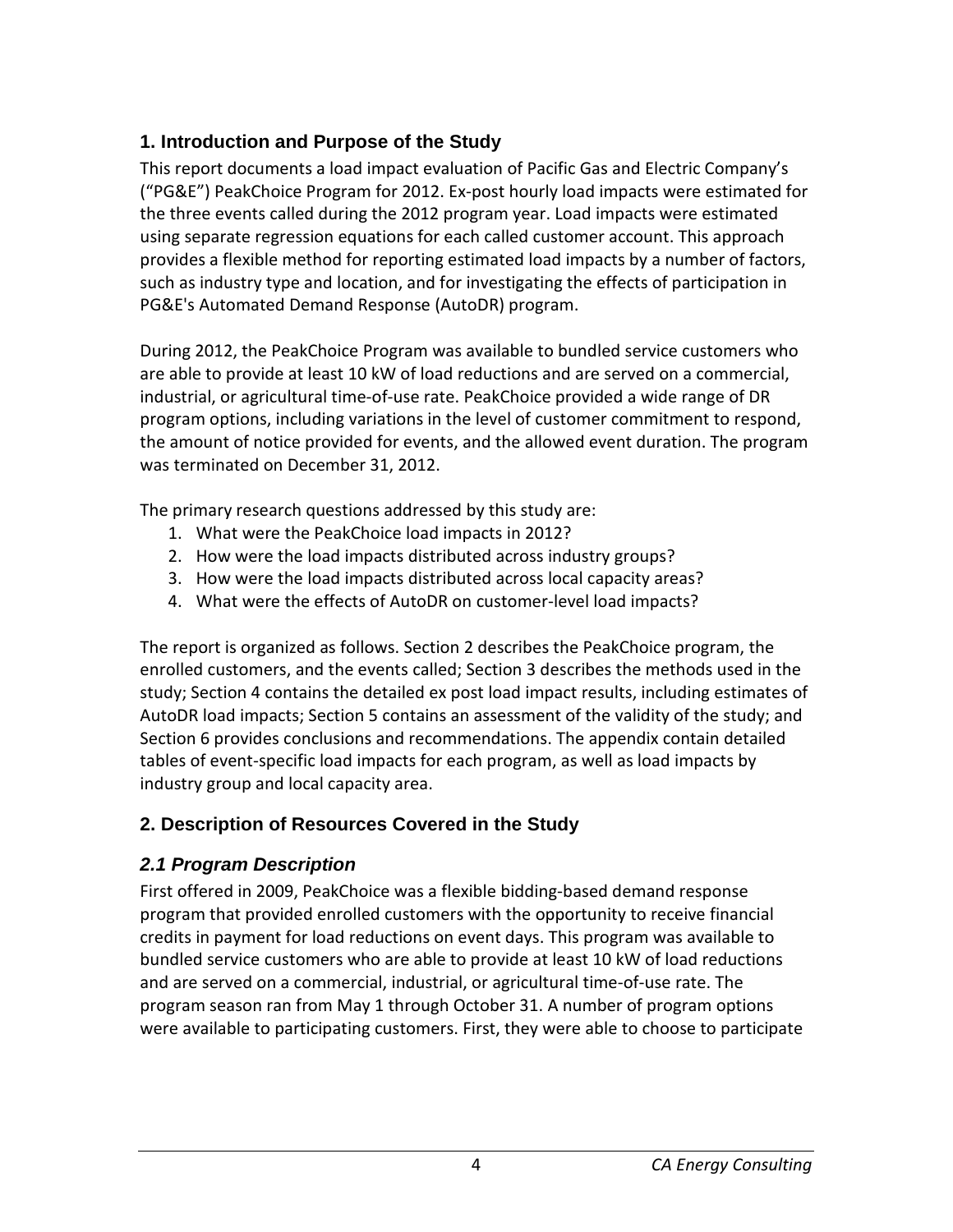## 1. Introduction and Purpose of the Study

This report documents a load impact evaluation of Pacific Gas and Electric Company's ("PG&E") PeakChoice Program for 2012. Ex-post hourly load impacts were estimated for the three events called during the 2012 program year. Load impacts were estimated using separate regression equations for each called customer account. This approach provides a flexible method for reporting estimated load impacts by a number of factors, such as industry type and location, and for investigating the effects of participation in PG&E's Automated Demand Response (AutoDR) program.

During 2012, the PeakChoice Program was available to bundled service customers who are able to provide at least 10 kW of load reductions and are served on a commercial, industrial, or agricultural time-of-use rate. PeakChoice provided a wide range of DR program options, including variations in the level of customer commitment to respond, the amount of notice provided for events, and the allowed event duration. The program was terminated on December 31, 2012.

The primary research questions addressed by this study are:

1. What were the PeakChoice load impacts in 2012?
2. How were the load impacts distributed across industry groups?
3. How were the load impacts distributed across local capacity areas?
4. What were the effects of AutoDR on customer-level load impacts?

The report is organized as follows. Section 2 describes the PeakChoice program, the enrolled customers, and the events called; Section 3 describes the methods used in the study; Section 4 contains the detailed ex post load impact results, including estimates of AutoDR load impacts; Section 5 contains an assessment of the validity of the study; and Section 6 provides conclusions and recommendations. The appendix contain detailed tables of event-specific load impacts for each program, as well as load impacts by industry group and local capacity area.

## 2. Description of Resources Covered in the Study

### *2.1 Program Description*

First offered in 2009, PeakChoice was a flexible bidding-based demand response program that provided enrolled customers with the opportunity to receive financial credits in payment for load reductions on event days. This program was available to bundled service customers who are able to provide at least 10 kW of load reductions and are served on a commercial, industrial, or agricultural time-of-use rate. The program season ran from May 1 through October 31. A number of program options were available to participating customers. First, they were able to choose to participate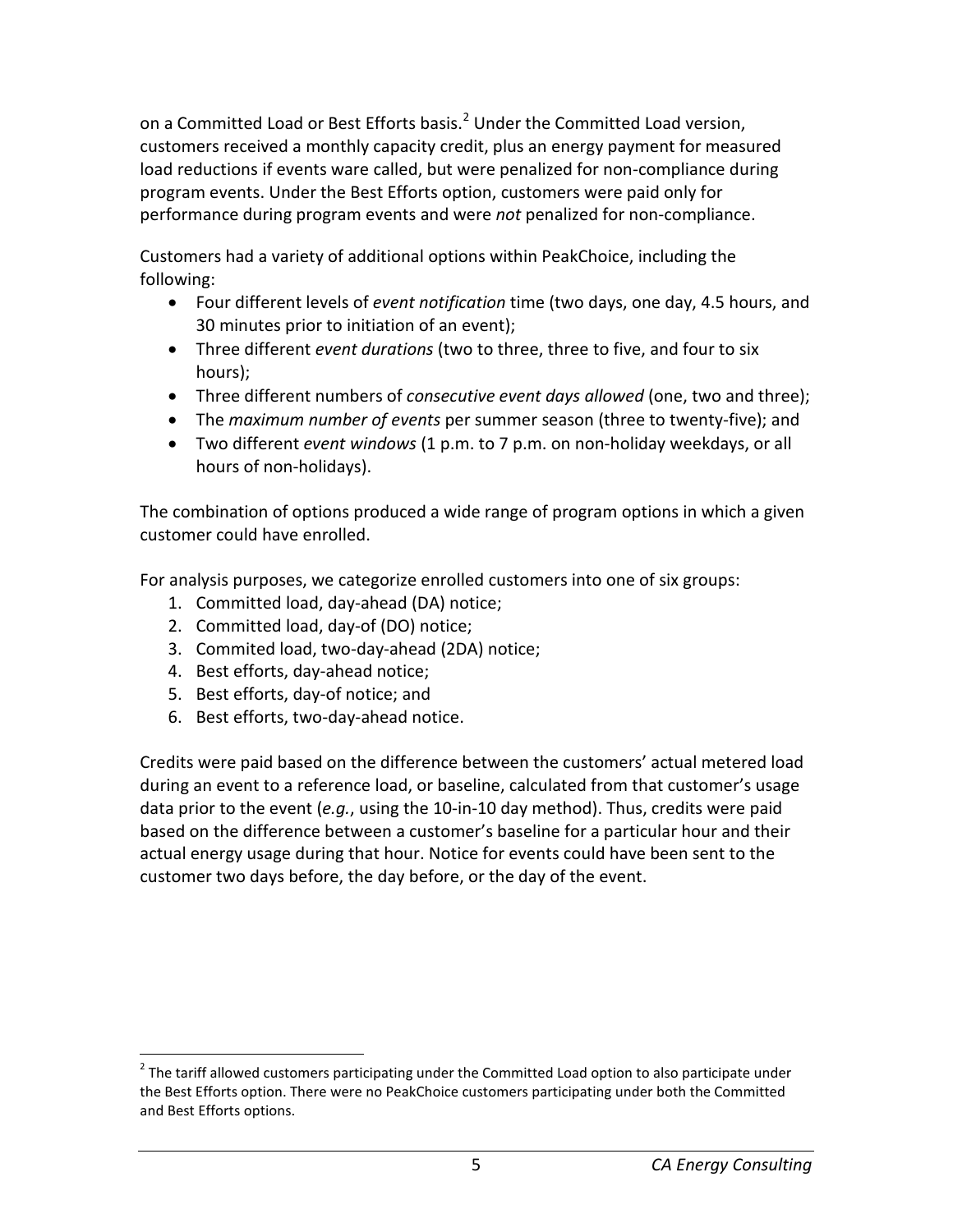on a Committed Load or Best Efforts basis.[2] Under the Committed Load version, customers received a monthly capacity credit, plus an energy payment for measured load reductions if events ware called, but were penalized for non-compliance during program events. Under the Best Efforts option, customers were paid only for performance during program events and were *not* penalized for non-compliance.

Customers had a variety of additional options within PeakChoice, including the following:

- Four different levels of *event notification* time (two days, one day, 4.5 hours, and 30 minutes prior to initiation of an event);
- Three different *event durations* (two to three, three to five, and four to six hours);
- Three different numbers of *consecutive event days allowed* (one, two and three);
- The *maximum number of events* per summer season (three to twenty-five); and
- Two different *event windows* (1 p.m. to 7 p.m. on non-holiday weekdays, or all hours of non-holidays).

The combination of options produced a wide range of program options in which a given customer could have enrolled.

For analysis purposes, we categorize enrolled customers into one of six groups:

1. Committed load, day-ahead (DA) notice;
2. Committed load, day-of (DO) notice;
3. Commited load, two-day-ahead (2DA) notice;
4. Best efforts, day-ahead notice;
5. Best efforts, day-of notice; and
6. Best efforts, two-day-ahead notice.

Credits were paid based on the difference between the customers' actual metered load during an event to a reference load, or baseline, calculated from that customer's usage data prior to the event (*e.g.*, using the 10-in-10 day method). Thus, credits were paid based on the difference between a customer's baseline for a particular hour and their actual energy usage during that hour. Notice for events could have been sent to the customer two days before, the day before, or the day of the event.

[2] The tariff allowed customers participating under the Committed Load option to also participate under the Best Efforts option. There were no PeakChoice customers participating under both the Committed and Best Efforts options.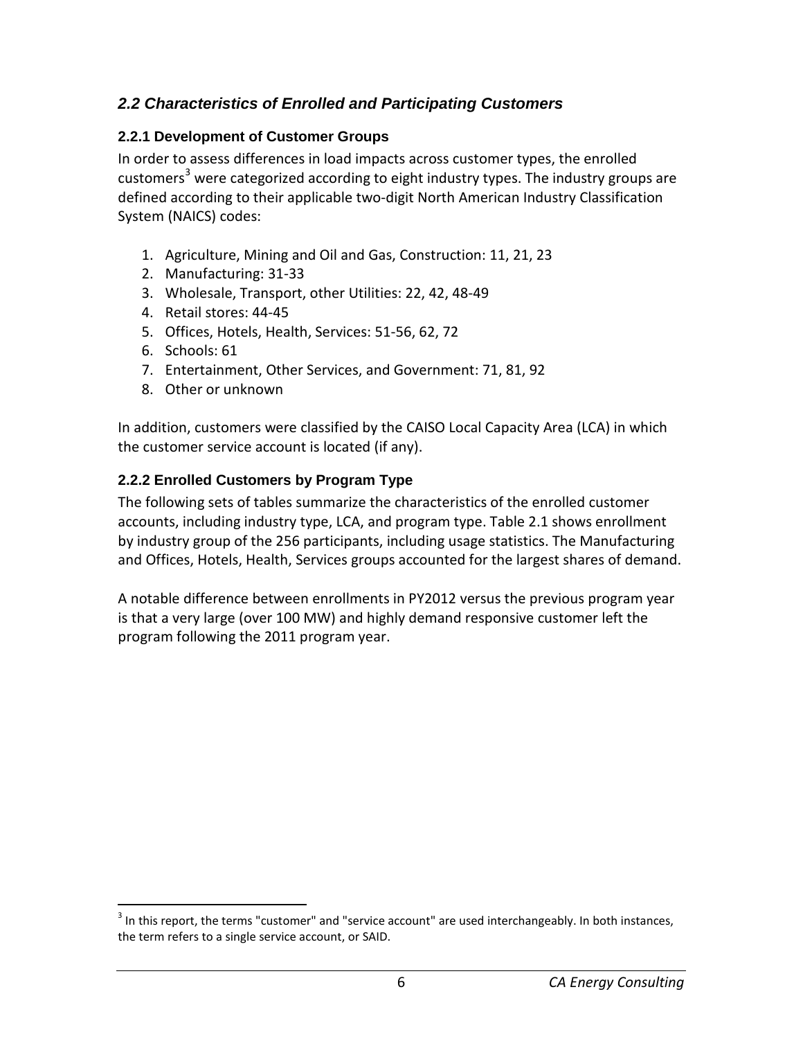## *2.2 Characteristics of Enrolled and Participating Customers*

### 2.2.1 Development of Customer Groups

In order to assess differences in load impacts across customer types, the enrolled customers[3] were categorized according to eight industry types. The industry groups are defined according to their applicable two-digit North American Industry Classification System (NAICS) codes:

1. Agriculture, Mining and Oil and Gas, Construction: 11, 21, 23
2. Manufacturing: 31-33
3. Wholesale, Transport, other Utilities: 22, 42, 48-49
4. Retail stores: 44-45
5. Offices, Hotels, Health, Services: 51-56, 62, 72
6. Schools: 61
7. Entertainment, Other Services, and Government: 71, 81, 92
8. Other or unknown

In addition, customers were classified by the CAISO Local Capacity Area (LCA) in which the customer service account is located (if any).

### 2.2.2 Enrolled Customers by Program Type

The following sets of tables summarize the characteristics of the enrolled customer accounts, including industry type, LCA, and program type. Table 2.1 shows enrollment by industry group of the 256 participants, including usage statistics. The Manufacturing and Offices, Hotels, Health, Services groups accounted for the largest shares of demand.

A notable difference between enrollments in PY2012 versus the previous program year is that a very large (over 100 MW) and highly demand responsive customer left the program following the 2011 program year.

[3] In this report, the terms "customer" and "service account" are used interchangeably. In both instances, the term refers to a single service account, or SAID.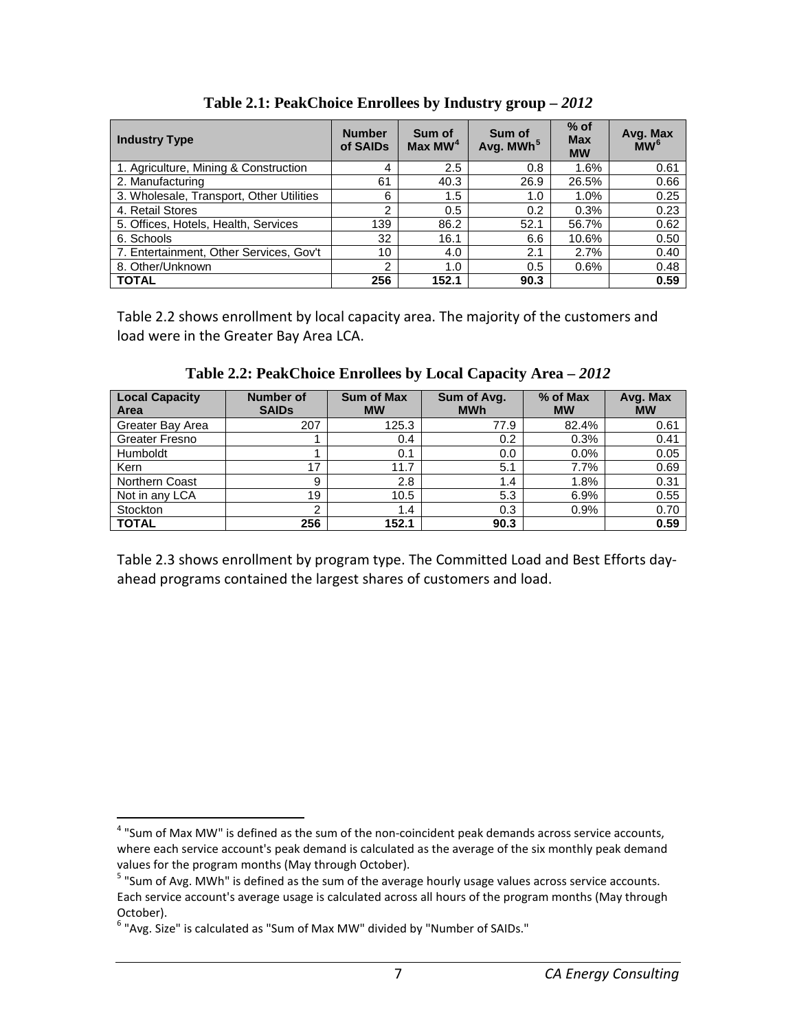**Table 2.1: PeakChoice Enrollees by Industry group – *2012***

| Industry Type | Number of SAIDs | Sum of Max MW[4] | Sum of Avg. MWh[5] | % of Max MW | Avg. Max MW[6] |
|---|---|---|---|---|---|
| 1. Agriculture, Mining & Construction | 4 | 2.5 | 0.8 | 1.6% | 0.61 |
| 2. Manufacturing | 61 | 40.3 | 26.9 | 26.5% | 0.66 |
| 3. Wholesale, Transport, Other Utilities | 6 | 1.5 | 1.0 | 1.0% | 0.25 |
| 4. Retail Stores | 2 | 0.5 | 0.2 | 0.3% | 0.23 |
| 5. Offices, Hotels, Health, Services | 139 | 86.2 | 52.1 | 56.7% | 0.62 |
| 6. Schools | 32 | 16.1 | 6.6 | 10.6% | 0.50 |
| 7. Entertainment, Other Services, Gov't | 10 | 4.0 | 2.1 | 2.7% | 0.40 |
| 8. Other/Unknown | 2 | 1.0 | 0.5 | 0.6% | 0.48 |
| **TOTAL** | **256** | **152.1** | **90.3** | | **0.59** |

Table 2.2 shows enrollment by local capacity area. The majority of the customers and load were in the Greater Bay Area LCA.

**Table 2.2: PeakChoice Enrollees by Local Capacity Area – *2012***

| Local Capacity Area | Number of SAIDs | Sum of Max MW | Sum of Avg. MWh | % of Max MW | Avg. Max MW |
|---|---|---|---|---|---|
| Greater Bay Area | 207 | 125.3 | 77.9 | 82.4% | 0.61 |
| Greater Fresno | 1 | 0.4 | 0.2 | 0.3% | 0.41 |
| Humboldt | 1 | 0.1 | 0.0 | 0.0% | 0.05 |
| Kern | 17 | 11.7 | 5.1 | 7.7% | 0.69 |
| Northern Coast | 9 | 2.8 | 1.4 | 1.8% | 0.31 |
| Not in any LCA | 19 | 10.5 | 5.3 | 6.9% | 0.55 |
| Stockton | 2 | 1.4 | 0.3 | 0.9% | 0.70 |
| **TOTAL** | **256** | **152.1** | **90.3** | | **0.59** |

Table 2.3 shows enrollment by program type. The Committed Load and Best Efforts day-ahead programs contained the largest shares of customers and load.

---

[4] "Sum of Max MW" is defined as the sum of the non-coincident peak demands across service accounts, where each service account's peak demand is calculated as the average of the six monthly peak demand values for the program months (May through October).

[5] "Sum of Avg. MWh" is defined as the sum of the average hourly usage values across service accounts. Each service account's average usage is calculated across all hours of the program months (May through October).

[6] "Avg. Size" is calculated as "Sum of Max MW" divided by "Number of SAIDs."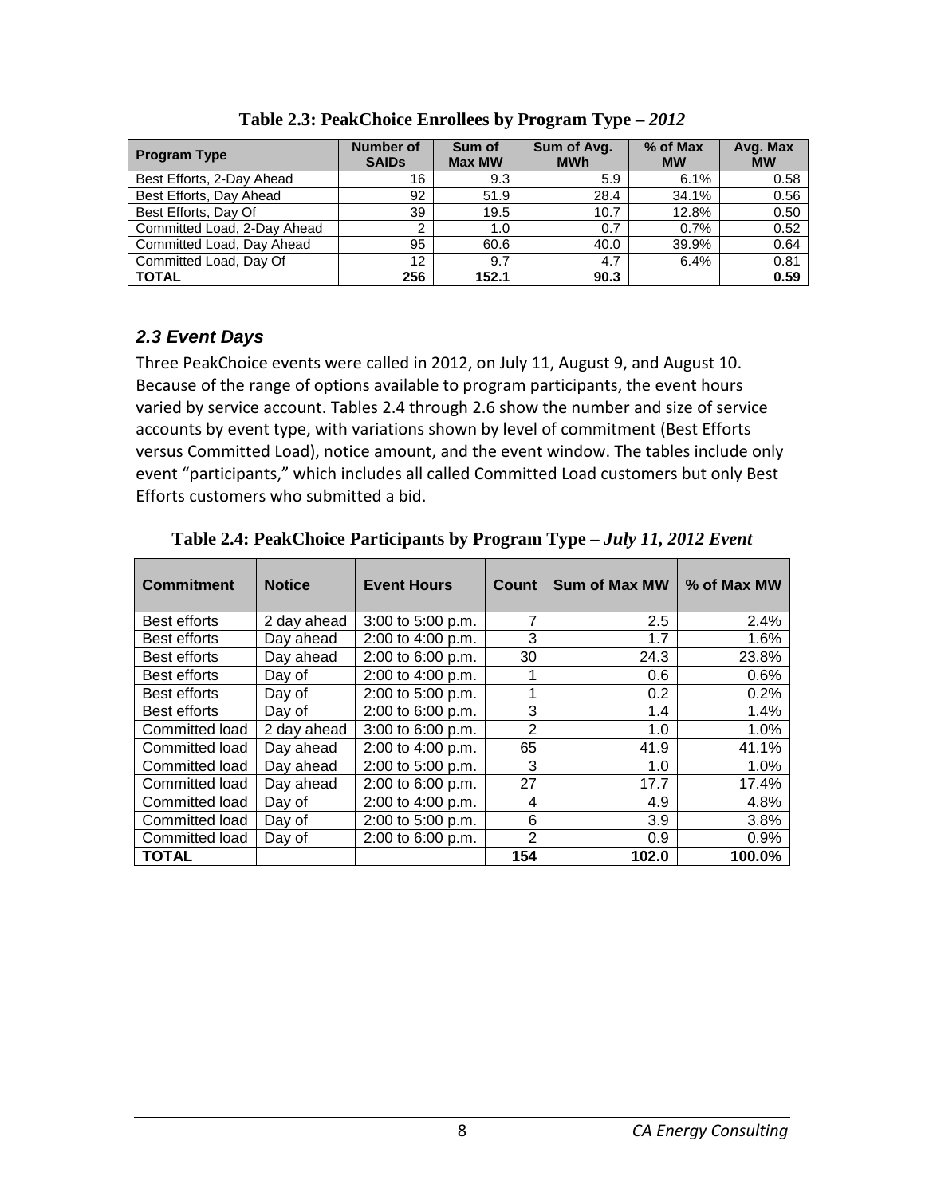**Table 2.3: PeakChoice Enrollees by Program Type – *2012***

| Program Type | Number of SAIDs | Sum of Max MW | Sum of Avg. MWh | % of Max MW | Avg. Max MW |
|---|---|---|---|---|---|
| Best Efforts, 2-Day Ahead | 16 | 9.3 | 5.9 | 6.1% | 0.58 |
| Best Efforts, Day Ahead | 92 | 51.9 | 28.4 | 34.1% | 0.56 |
| Best Efforts, Day Of | 39 | 19.5 | 10.7 | 12.8% | 0.50 |
| Committed Load, 2-Day Ahead | 2 | 1.0 | 0.7 | 0.7% | 0.52 |
| Committed Load, Day Ahead | 95 | 60.6 | 40.0 | 39.9% | 0.64 |
| Committed Load, Day Of | 12 | 9.7 | 4.7 | 6.4% | 0.81 |
| **TOTAL** | **256** | **152.1** | **90.3** | | **0.59** |

## *2.3 Event Days*

Three PeakChoice events were called in 2012, on July 11, August 9, and August 10. Because of the range of options available to program participants, the event hours varied by service account. Tables 2.4 through 2.6 show the number and size of service accounts by event type, with variations shown by level of commitment (Best Efforts versus Committed Load), notice amount, and the event window. The tables include only event "participants," which includes all called Committed Load customers but only Best Efforts customers who submitted a bid.

**Table 2.4: PeakChoice Participants by Program Type – *July 11, 2012 Event***

| Commitment | Notice | Event Hours | Count | Sum of Max MW | % of Max MW |
|---|---|---|---|---|---|
| Best efforts | 2 day ahead | 3:00 to 5:00 p.m. | 7 | 2.5 | 2.4% |
| Best efforts | Day ahead | 2:00 to 4:00 p.m. | 3 | 1.7 | 1.6% |
| Best efforts | Day ahead | 2:00 to 6:00 p.m. | 30 | 24.3 | 23.8% |
| Best efforts | Day of | 2:00 to 4:00 p.m. | 1 | 0.6 | 0.6% |
| Best efforts | Day of | 2:00 to 5:00 p.m. | 1 | 0.2 | 0.2% |
| Best efforts | Day of | 2:00 to 6:00 p.m. | 3 | 1.4 | 1.4% |
| Committed load | 2 day ahead | 3:00 to 6:00 p.m. | 2 | 1.0 | 1.0% |
| Committed load | Day ahead | 2:00 to 4:00 p.m. | 65 | 41.9 | 41.1% |
| Committed load | Day ahead | 2:00 to 5:00 p.m. | 3 | 1.0 | 1.0% |
| Committed load | Day ahead | 2:00 to 6:00 p.m. | 27 | 17.7 | 17.4% |
| Committed load | Day of | 2:00 to 4:00 p.m. | 4 | 4.9 | 4.8% |
| Committed load | Day of | 2:00 to 5:00 p.m. | 6 | 3.9 | 3.8% |
| Committed load | Day of | 2:00 to 6:00 p.m. | 2 | 0.9 | 0.9% |
| **TOTAL** | | | **154** | **102.0** | **100.0%** |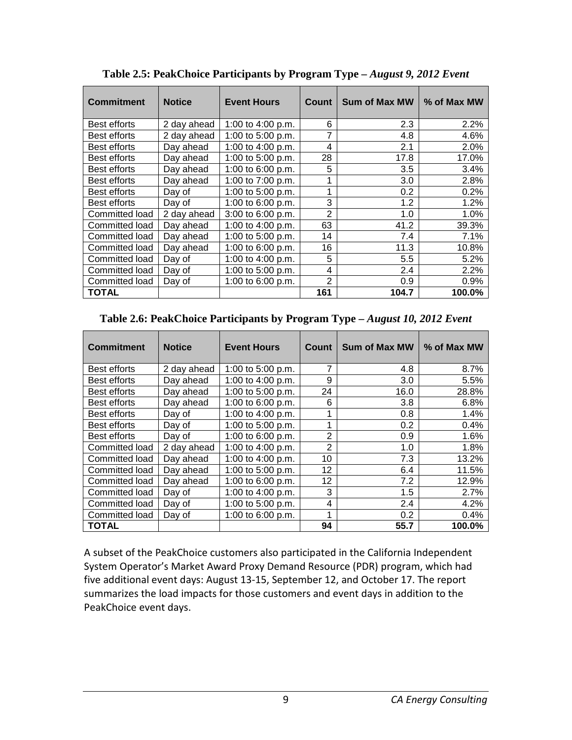**Table 2.5: PeakChoice Participants by Program Type – *August 9, 2012 Event***

| Commitment | Notice | Event Hours | Count | Sum of Max MW | % of Max MW |
|---|---|---|---|---|---|
| Best efforts | 2 day ahead | 1:00 to 4:00 p.m. | 6 | 2.3 | 2.2% |
| Best efforts | 2 day ahead | 1:00 to 5:00 p.m. | 7 | 4.8 | 4.6% |
| Best efforts | Day ahead | 1:00 to 4:00 p.m. | 4 | 2.1 | 2.0% |
| Best efforts | Day ahead | 1:00 to 5:00 p.m. | 28 | 17.8 | 17.0% |
| Best efforts | Day ahead | 1:00 to 6:00 p.m. | 5 | 3.5 | 3.4% |
| Best efforts | Day ahead | 1:00 to 7:00 p.m. | 1 | 3.0 | 2.8% |
| Best efforts | Day of | 1:00 to 5:00 p.m. | 1 | 0.2 | 0.2% |
| Best efforts | Day of | 1:00 to 6:00 p.m. | 3 | 1.2 | 1.2% |
| Committed load | 2 day ahead | 3:00 to 6:00 p.m. | 2 | 1.0 | 1.0% |
| Committed load | Day ahead | 1:00 to 4:00 p.m. | 63 | 41.2 | 39.3% |
| Committed load | Day ahead | 1:00 to 5:00 p.m. | 14 | 7.4 | 7.1% |
| Committed load | Day ahead | 1:00 to 6:00 p.m. | 16 | 11.3 | 10.8% |
| Committed load | Day of | 1:00 to 4:00 p.m. | 5 | 5.5 | 5.2% |
| Committed load | Day of | 1:00 to 5:00 p.m. | 4 | 2.4 | 2.2% |
| Committed load | Day of | 1:00 to 6:00 p.m. | 2 | 0.9 | 0.9% |
| **TOTAL** | | | **161** | **104.7** | **100.0%** |

**Table 2.6: PeakChoice Participants by Program Type – *August 10, 2012 Event***

| Commitment | Notice | Event Hours | Count | Sum of Max MW | % of Max MW |
|---|---|---|---|---|---|
| Best efforts | 2 day ahead | 1:00 to 5:00 p.m. | 7 | 4.8 | 8.7% |
| Best efforts | Day ahead | 1:00 to 4:00 p.m. | 9 | 3.0 | 5.5% |
| Best efforts | Day ahead | 1:00 to 5:00 p.m. | 24 | 16.0 | 28.8% |
| Best efforts | Day ahead | 1:00 to 6:00 p.m. | 6 | 3.8 | 6.8% |
| Best efforts | Day of | 1:00 to 4:00 p.m. | 1 | 0.8 | 1.4% |
| Best efforts | Day of | 1:00 to 5:00 p.m. | 1 | 0.2 | 0.4% |
| Best efforts | Day of | 1:00 to 6:00 p.m. | 2 | 0.9 | 1.6% |
| Committed load | 2 day ahead | 1:00 to 4:00 p.m. | 2 | 1.0 | 1.8% |
| Committed load | Day ahead | 1:00 to 4:00 p.m. | 10 | 7.3 | 13.2% |
| Committed load | Day ahead | 1:00 to 5:00 p.m. | 12 | 6.4 | 11.5% |
| Committed load | Day ahead | 1:00 to 6:00 p.m. | 12 | 7.2 | 12.9% |
| Committed load | Day of | 1:00 to 4:00 p.m. | 3 | 1.5 | 2.7% |
| Committed load | Day of | 1:00 to 5:00 p.m. | 4 | 2.4 | 4.2% |
| Committed load | Day of | 1:00 to 6:00 p.m. | 1 | 0.2 | 0.4% |
| **TOTAL** | | | **94** | **55.7** | **100.0%** |

A subset of the PeakChoice customers also participated in the California Independent System Operator's Market Award Proxy Demand Resource (PDR) program, which had five additional event days: August 13-15, September 12, and October 17. The report summarizes the load impacts for those customers and event days in addition to the PeakChoice event days.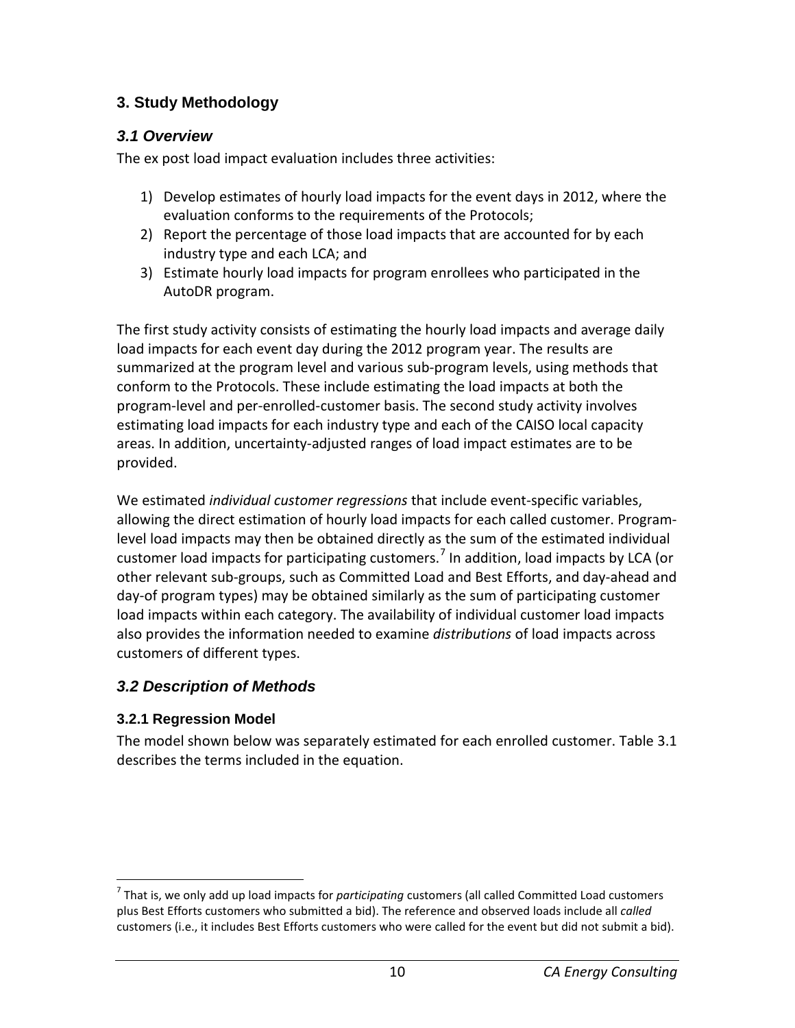## 3. Study Methodology

### *3.1 Overview*

The ex post load impact evaluation includes three activities:

1) Develop estimates of hourly load impacts for the event days in 2012, where the evaluation conforms to the requirements of the Protocols;
2) Report the percentage of those load impacts that are accounted for by each industry type and each LCA; and
3) Estimate hourly load impacts for program enrollees who participated in the AutoDR program.

The first study activity consists of estimating the hourly load impacts and average daily load impacts for each event day during the 2012 program year. The results are summarized at the program level and various sub-program levels, using methods that conform to the Protocols. These include estimating the load impacts at both the program-level and per-enrolled-customer basis. The second study activity involves estimating load impacts for each industry type and each of the CAISO local capacity areas. In addition, uncertainty-adjusted ranges of load impact estimates are to be provided.

We estimated *individual customer regressions* that include event-specific variables, allowing the direct estimation of hourly load impacts for each called customer. Program-level load impacts may then be obtained directly as the sum of the estimated individual customer load impacts for participating customers.[7] In addition, load impacts by LCA (or other relevant sub-groups, such as Committed Load and Best Efforts, and day-ahead and day-of program types) may be obtained similarly as the sum of participating customer load impacts within each category. The availability of individual customer load impacts also provides the information needed to examine *distributions* of load impacts across customers of different types.

### *3.2 Description of Methods*

#### 3.2.1 Regression Model

The model shown below was separately estimated for each enrolled customer. Table 3.1 describes the terms included in the equation.

[7] That is, we only add up load impacts for *participating* customers (all called Committed Load customers plus Best Efforts customers who submitted a bid). The reference and observed loads include all *called* customers (i.e., it includes Best Efforts customers who were called for the event but did not submit a bid).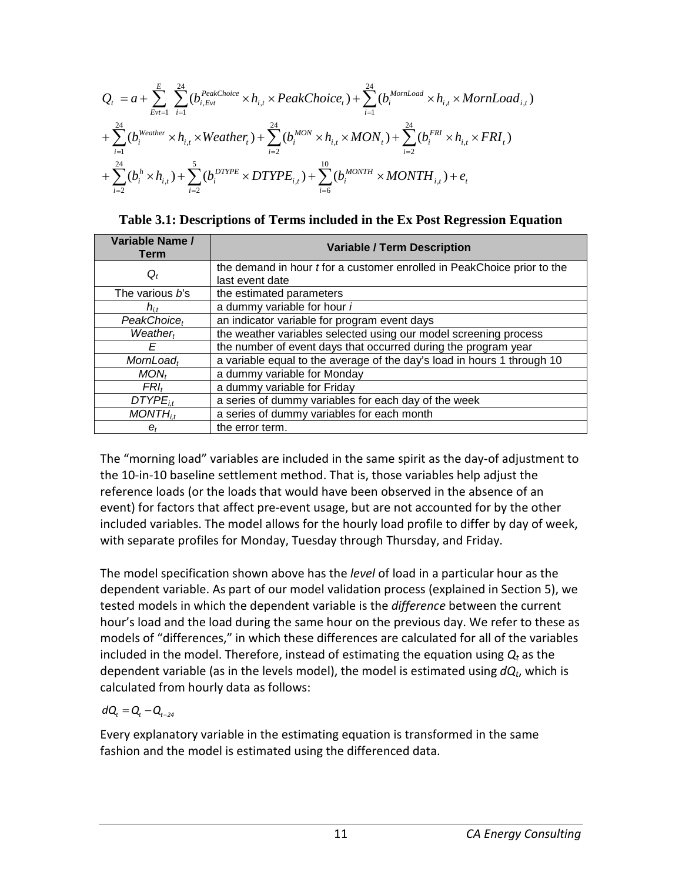$$
\begin{aligned}
Q_t &= a + \sum_{Evt=1}^{E} \sum_{i=1}^{24} (b_{i,Evt}^{PeakChoice} \times h_{i,t} \times PeakChoice_t) + \sum_{i=1}^{24} (b_i^{MornLoad} \times h_{i,t} \times MornLoad_{i,t}) \\
&+ \sum_{i=1}^{24} (b_i^{Weather} \times h_{i,t} \times Weather_t) + \sum_{i=2}^{24} (b_i^{MON} \times h_{i,t} \times MON_t) + \sum_{i=2}^{24} (b_i^{FRI} \times h_{i,t} \times FRI_t) \\
&+ \sum_{i=2}^{24} (b_i^{h} \times h_{i,t}) + \sum_{i=2}^{5} (b_i^{DTYPE} \times DTYPE_{i,t}) + \sum_{i=6}^{10} (b_i^{MONTH} \times MONTH_{i,t}) + e_t
\end{aligned}
$$

**Table 3.1: Descriptions of Terms included in the Ex Post Regression Equation**

| Variable Name / Term | Variable / Term Description |
|---|---|
| $Q_t$ | the demand in hour *t* for a customer enrolled in PeakChoice prior to the last event date |
| The various *b*'s | the estimated parameters |
| $h_{i,t}$ | a dummy variable for hour *i* |
| $PeakChoice_t$ | an indicator variable for program event days |
| $Weather_t$ | the weather variables selected using our model screening process |
| $E$ | the number of event days that occurred during the program year |
| $MornLoad_t$ | a variable equal to the average of the day's load in hours 1 through 10 |
| $MON_t$ | a dummy variable for Monday |
| $FRI_t$ | a dummy variable for Friday |
| $DTYPE_{i,t}$ | a series of dummy variables for each day of the week |
| $MONTH_{i,t}$ | a series of dummy variables for each month |
| $e_t$ | the error term. |

The "morning load" variables are included in the same spirit as the day-of adjustment to the 10-in-10 baseline settlement method. That is, those variables help adjust the reference loads (or the loads that would have been observed in the absence of an event) for factors that affect pre-event usage, but are not accounted for by the other included variables. The model allows for the hourly load profile to differ by day of week, with separate profiles for Monday, Tuesday through Thursday, and Friday.

The model specification shown above has the *level* of load in a particular hour as the dependent variable. As part of our model validation process (explained in Section 5), we tested models in which the dependent variable is the *difference* between the current hour's load and the load during the same hour on the previous day. We refer to these as models of "differences," in which these differences are calculated for all of the variables included in the model. Therefore, instead of estimating the equation using $Q_t$ as the dependent variable (as in the levels model), the model is estimated using $dQ_t$, which is calculated from hourly data as follows:

$$dQ_t = Q_t - Q_{t-24}$$

Every explanatory variable in the estimating equation is transformed in the same fashion and the model is estimated using the differenced data.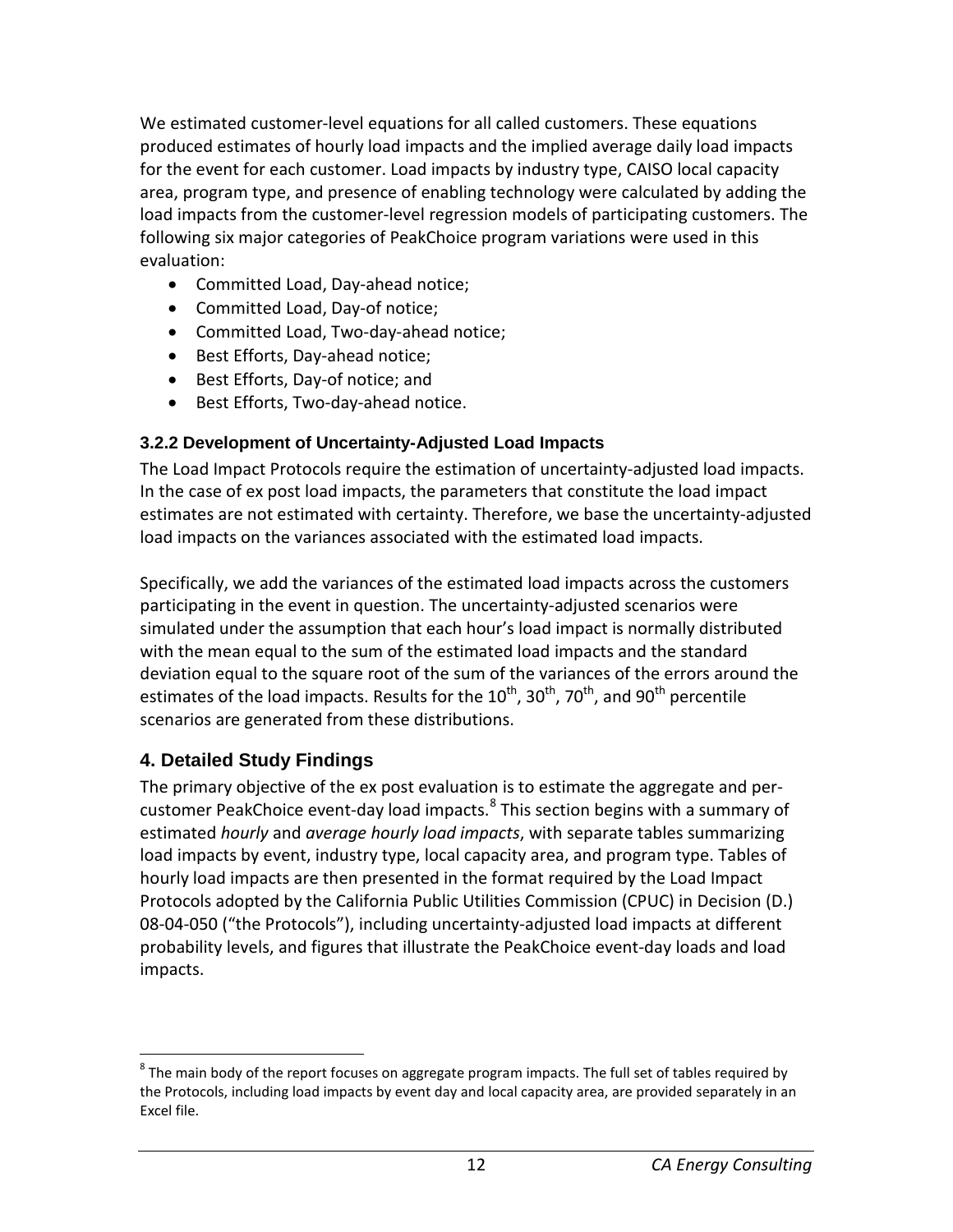We estimated customer-level equations for all called customers. These equations produced estimates of hourly load impacts and the implied average daily load impacts for the event for each customer. Load impacts by industry type, CAISO local capacity area, program type, and presence of enabling technology were calculated by adding the load impacts from the customer-level regression models of participating customers. The following six major categories of PeakChoice program variations were used in this evaluation:

- Committed Load, Day-ahead notice;
- Committed Load, Day-of notice;
- Committed Load, Two-day-ahead notice;
- Best Efforts, Day-ahead notice;
- Best Efforts, Day-of notice; and
- Best Efforts, Two-day-ahead notice.

### 3.2.2 Development of Uncertainty-Adjusted Load Impacts

The Load Impact Protocols require the estimation of uncertainty-adjusted load impacts. In the case of ex post load impacts, the parameters that constitute the load impact estimates are not estimated with certainty. Therefore, we base the uncertainty-adjusted load impacts on the variances associated with the estimated load impacts.

Specifically, we add the variances of the estimated load impacts across the customers participating in the event in question. The uncertainty-adjusted scenarios were simulated under the assumption that each hour's load impact is normally distributed with the mean equal to the sum of the estimated load impacts and the standard deviation equal to the square root of the sum of the variances of the errors around the estimates of the load impacts. Results for the 10th, 30th, 70th, and 90th percentile scenarios are generated from these distributions.

## 4. Detailed Study Findings

The primary objective of the ex post evaluation is to estimate the aggregate and per-customer PeakChoice event-day load impacts.[8] This section begins with a summary of estimated *hourly* and *average hourly load impacts*, with separate tables summarizing load impacts by event, industry type, local capacity area, and program type. Tables of hourly load impacts are then presented in the format required by the Load Impact Protocols adopted by the California Public Utilities Commission (CPUC) in Decision (D.) 08-04-050 ("the Protocols"), including uncertainty-adjusted load impacts at different probability levels, and figures that illustrate the PeakChoice event-day loads and load impacts.

[8] The main body of the report focuses on aggregate program impacts. The full set of tables required by the Protocols, including load impacts by event day and local capacity area, are provided separately in an Excel file.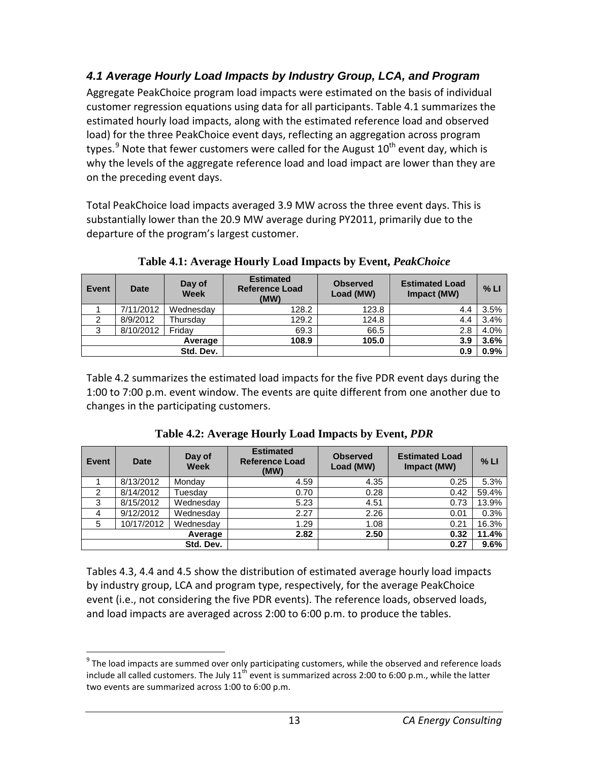### *4.1 Average Hourly Load Impacts by Industry Group, LCA, and Program*

Aggregate PeakChoice program load impacts were estimated on the basis of individual customer regression equations using data for all participants. Table 4.1 summarizes the estimated hourly load impacts, along with the estimated reference load and observed load) for the three PeakChoice event days, reflecting an aggregation across program types.[9] Note that fewer customers were called for the August 10th event day, which is why the levels of the aggregate reference load and load impact are lower than they are on the preceding event days.

Total PeakChoice load impacts averaged 3.9 MW across the three event days. This is substantially lower than the 20.9 MW average during PY2011, primarily due to the departure of the program's largest customer.

**Table 4.1: Average Hourly Load Impacts by Event, *PeakChoice***

| Event | Date | Day of Week | Estimated Reference Load (MW) | Observed Load (MW) | Estimated Load Impact (MW) | % LI |
|---|---|---|---|---|---|---|
| 1 | 7/11/2012 | Wednesday | 128.2 | 123.8 | 4.4 | 3.5% |
| 2 | 8/9/2012 | Thursday | 129.2 | 124.8 | 4.4 | 3.4% |
| 3 | 8/10/2012 | Friday | 69.3 | 66.5 | 2.8 | 4.0% |
| | | **Average** | **108.9** | **105.0** | **3.9** | **3.6%** |
| | | **Std. Dev.** | | | **0.9** | **0.9%** |

Table 4.2 summarizes the estimated load impacts for the five PDR event days during the 1:00 to 7:00 p.m. event window. The events are quite different from one another due to changes in the participating customers.

**Table 4.2: Average Hourly Load Impacts by Event, *PDR***

| Event | Date | Day of Week | Estimated Reference Load (MW) | Observed Load (MW) | Estimated Load Impact (MW) | % LI |
|---|---|---|---|---|---|---|
| 1 | 8/13/2012 | Monday | 4.59 | 4.35 | 0.25 | 5.3% |
| 2 | 8/14/2012 | Tuesday | 0.70 | 0.28 | 0.42 | 59.4% |
| 3 | 8/15/2012 | Wednesday | 5.23 | 4.51 | 0.73 | 13.9% |
| 4 | 9/12/2012 | Wednesday | 2.27 | 2.26 | 0.01 | 0.3% |
| 5 | 10/17/2012 | Wednesday | 1.29 | 1.08 | 0.21 | 16.3% |
| | | **Average** | **2.82** | **2.50** | **0.32** | **11.4%** |
| | | **Std. Dev.** | | | **0.27** | **9.6%** |

Tables 4.3, 4.4 and 4.5 show the distribution of estimated average hourly load impacts by industry group, LCA and program type, respectively, for the average PeakChoice event (i.e., not considering the five PDR events). The reference loads, observed loads, and load impacts are averaged across 2:00 to 6:00 p.m. to produce the tables.

---

[9] The load impacts are summed over only participating customers, while the observed and reference loads include all called customers. The July 11th event is summarized across 2:00 to 6:00 p.m., while the latter two events are summarized across 1:00 to 6:00 p.m.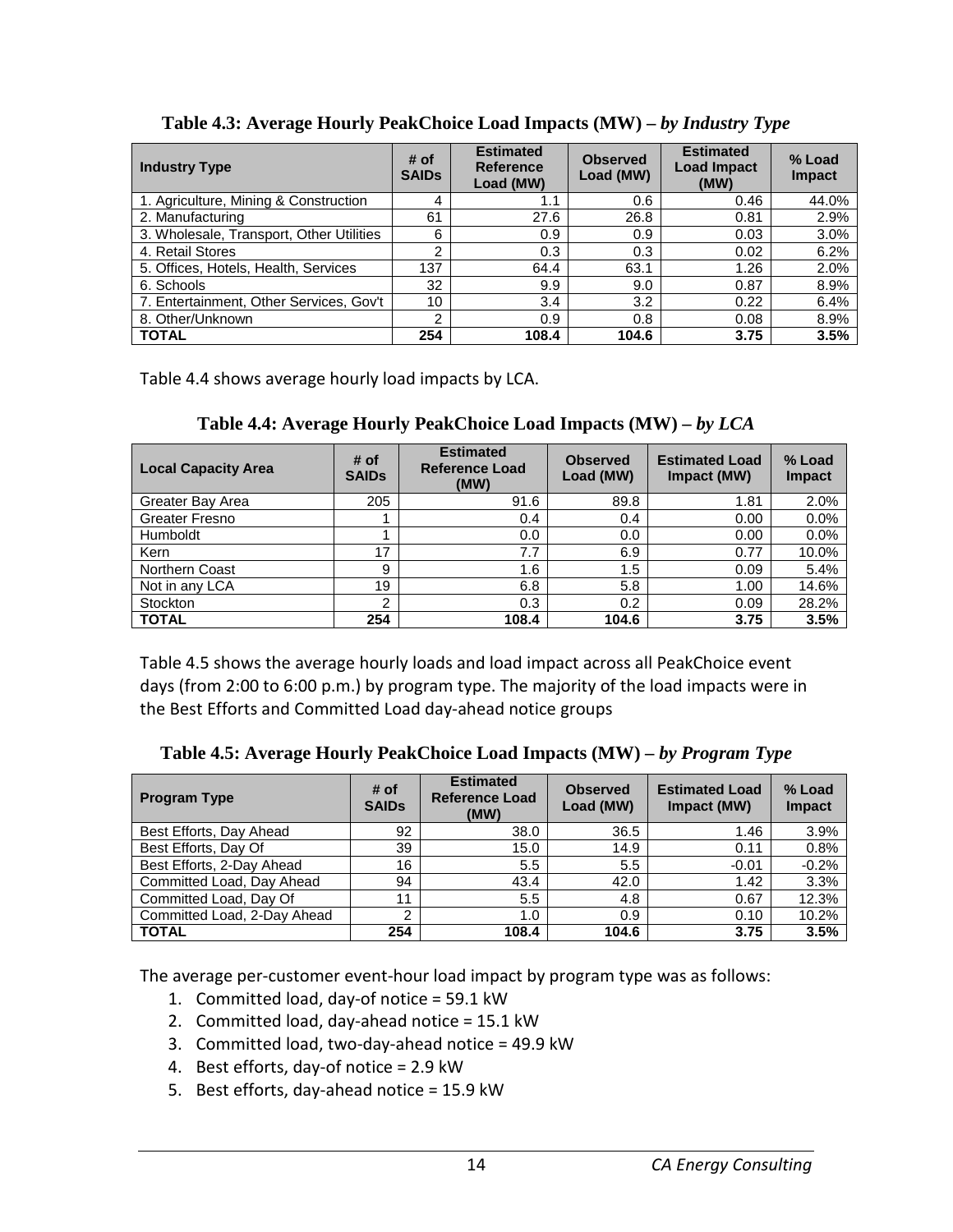**Table 4.3: Average Hourly PeakChoice Load Impacts (MW) – *by Industry Type***

| Industry Type | # of SAIDs | Estimated Reference Load (MW) | Observed Load (MW) | Estimated Load Impact (MW) | % Load Impact |
|---|---|---|---|---|---|
| 1. Agriculture, Mining & Construction | 4 | 1.1 | 0.6 | 0.46 | 44.0% |
| 2. Manufacturing | 61 | 27.6 | 26.8 | 0.81 | 2.9% |
| 3. Wholesale, Transport, Other Utilities | 6 | 0.9 | 0.9 | 0.03 | 3.0% |
| 4. Retail Stores | 2 | 0.3 | 0.3 | 0.02 | 6.2% |
| 5. Offices, Hotels, Health, Services | 137 | 64.4 | 63.1 | 1.26 | 2.0% |
| 6. Schools | 32 | 9.9 | 9.0 | 0.87 | 8.9% |
| 7. Entertainment, Other Services, Gov't | 10 | 3.4 | 3.2 | 0.22 | 6.4% |
| 8. Other/Unknown | 2 | 0.9 | 0.8 | 0.08 | 8.9% |
| **TOTAL** | **254** | **108.4** | **104.6** | **3.75** | **3.5%** |

Table 4.4 shows average hourly load impacts by LCA.

**Table 4.4: Average Hourly PeakChoice Load Impacts (MW) – *by LCA***

| Local Capacity Area | # of SAIDs | Estimated Reference Load (MW) | Observed Load (MW) | Estimated Load Impact (MW) | % Load Impact |
|---|---|---|---|---|---|
| Greater Bay Area | 205 | 91.6 | 89.8 | 1.81 | 2.0% |
| Greater Fresno | 1 | 0.4 | 0.4 | 0.00 | 0.0% |
| Humboldt | 1 | 0.0 | 0.0 | 0.00 | 0.0% |
| Kern | 17 | 7.7 | 6.9 | 0.77 | 10.0% |
| Northern Coast | 9 | 1.6 | 1.5 | 0.09 | 5.4% |
| Not in any LCA | 19 | 6.8 | 5.8 | 1.00 | 14.6% |
| Stockton | 2 | 0.3 | 0.2 | 0.09 | 28.2% |
| **TOTAL** | **254** | **108.4** | **104.6** | **3.75** | **3.5%** |

Table 4.5 shows the average hourly loads and load impact across all PeakChoice event days (from 2:00 to 6:00 p.m.) by program type. The majority of the load impacts were in the Best Efforts and Committed Load day-ahead notice groups

**Table 4.5: Average Hourly PeakChoice Load Impacts (MW) – *by Program Type***

| Program Type | # of SAIDs | Estimated Reference Load (MW) | Observed Load (MW) | Estimated Load Impact (MW) | % Load Impact |
|---|---|---|---|---|---|
| Best Efforts, Day Ahead | 92 | 38.0 | 36.5 | 1.46 | 3.9% |
| Best Efforts, Day Of | 39 | 15.0 | 14.9 | 0.11 | 0.8% |
| Best Efforts, 2-Day Ahead | 16 | 5.5 | 5.5 | -0.01 | -0.2% |
| Committed Load, Day Ahead | 94 | 43.4 | 42.0 | 1.42 | 3.3% |
| Committed Load, Day Of | 11 | 5.5 | 4.8 | 0.67 | 12.3% |
| Committed Load, 2-Day Ahead | 2 | 1.0 | 0.9 | 0.10 | 10.2% |
| **TOTAL** | **254** | **108.4** | **104.6** | **3.75** | **3.5%** |

The average per-customer event-hour load impact by program type was as follows:

1. Committed load, day-of notice = 59.1 kW
2. Committed load, day-ahead notice = 15.1 kW
3. Committed load, two-day-ahead notice = 49.9 kW
4. Best efforts, day-of notice = 2.9 kW
5. Best efforts, day-ahead notice = 15.9 kW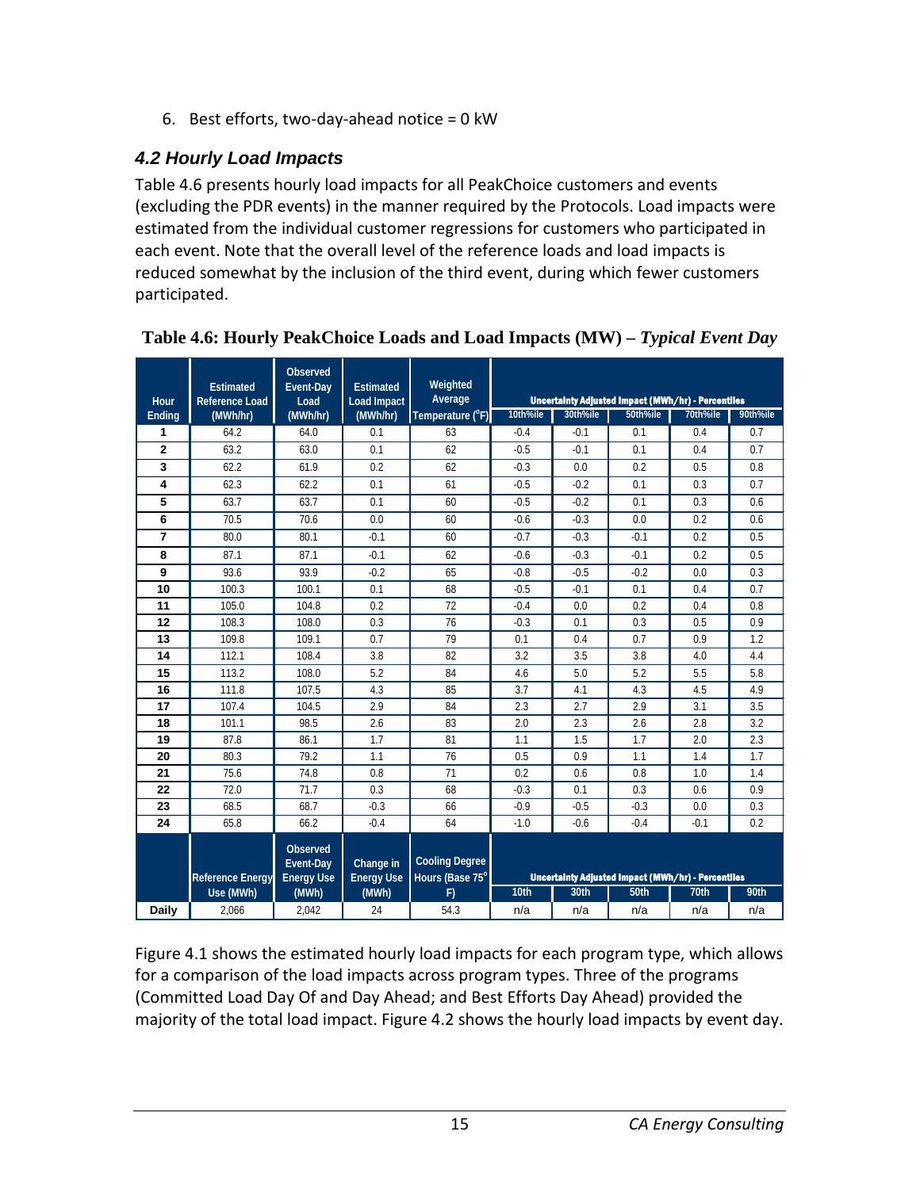6. Best efforts, two-day-ahead notice = 0 kW

### *4.2 Hourly Load Impacts*

Table 4.6 presents hourly load impacts for all PeakChoice customers and events (excluding the PDR events) in the manner required by the Protocols. Load impacts were estimated from the individual customer regressions for customers who participated in each event. Note that the overall level of the reference loads and load impacts is reduced somewhat by the inclusion of the third event, during which fewer customers participated.

**Table 4.6: Hourly PeakChoice Loads and Load Impacts (MW) –** ***Typical Event Day***

| Hour Ending | Estimated Reference Load (MWh/hr) | Observed Event-Day Load (MWh/hr) | Estimated Load Impact (MWh/hr) | Weighted Average Temperature (°F) | Uncertainty Adjusted Impact (MWh/hr) - Percentiles | | | | |
|---|---|---|---|---|---|---|---|---|---|
| | | | | | 10th%ile | 30th%ile | 50th%ile | 70th%ile | 90th%ile |
| 1 | 64.2 | 64.0 | 0.1 | 63 | -0.4 | -0.1 | 0.1 | 0.4 | 0.7 |
| 2 | 63.2 | 63.0 | 0.1 | 62 | -0.5 | -0.1 | 0.1 | 0.4 | 0.7 |
| 3 | 62.2 | 61.9 | 0.2 | 62 | -0.3 | 0.0 | 0.2 | 0.5 | 0.8 |
| 4 | 62.3 | 62.2 | 0.1 | 61 | -0.5 | -0.2 | 0.1 | 0.3 | 0.7 |
| 5 | 63.7 | 63.7 | 0.1 | 60 | -0.5 | -0.2 | 0.1 | 0.3 | 0.6 |
| 6 | 70.5 | 70.6 | 0.0 | 60 | -0.6 | -0.3 | 0.0 | 0.2 | 0.6 |
| 7 | 80.0 | 80.1 | -0.1 | 60 | -0.7 | -0.3 | -0.1 | 0.2 | 0.5 |
| 8 | 87.1 | 87.1 | -0.1 | 62 | -0.6 | -0.3 | -0.1 | 0.2 | 0.5 |
| 9 | 93.6 | 93.9 | -0.2 | 65 | -0.8 | -0.5 | -0.2 | 0.0 | 0.3 |
| 10 | 100.3 | 100.1 | 0.1 | 68 | -0.5 | -0.1 | 0.1 | 0.4 | 0.7 |
| 11 | 105.0 | 104.8 | 0.2 | 72 | -0.4 | 0.0 | 0.2 | 0.4 | 0.8 |
| 12 | 108.3 | 108.0 | 0.3 | 76 | -0.3 | 0.1 | 0.3 | 0.5 | 0.9 |
| 13 | 109.8 | 109.1 | 0.7 | 79 | 0.1 | 0.4 | 0.7 | 0.9 | 1.2 |
| 14 | 112.1 | 108.4 | 3.8 | 82 | 3.2 | 3.5 | 3.8 | 4.0 | 4.4 |
| 15 | 113.2 | 108.0 | 5.2 | 84 | 4.6 | 5.0 | 5.2 | 5.5 | 5.8 |
| 16 | 111.8 | 107.5 | 4.3 | 85 | 3.7 | 4.1 | 4.3 | 4.5 | 4.9 |
| 17 | 107.4 | 104.5 | 2.9 | 84 | 2.3 | 2.7 | 2.9 | 3.1 | 3.5 |
| 18 | 101.1 | 98.5 | 2.6 | 83 | 2.0 | 2.3 | 2.6 | 2.8 | 3.2 |
| 19 | 87.8 | 86.1 | 1.7 | 81 | 1.1 | 1.5 | 1.7 | 2.0 | 2.3 |
| 20 | 80.3 | 79.2 | 1.1 | 76 | 0.5 | 0.9 | 1.1 | 1.4 | 1.7 |
| 21 | 75.6 | 74.8 | 0.8 | 71 | 0.2 | 0.6 | 0.8 | 1.0 | 1.4 |
| 22 | 72.0 | 71.7 | 0.3 | 68 | -0.3 | 0.1 | 0.3 | 0.6 | 0.9 |
| 23 | 68.5 | 68.7 | -0.3 | 66 | -0.9 | -0.5 | -0.3 | 0.0 | 0.3 |
| 24 | 65.8 | 66.2 | -0.4 | 64 | -1.0 | -0.6 | -0.4 | -0.1 | 0.2 |
| | Reference Energy Use (MWh) | Observed Event-Day Energy Use (MWh) | Change in Energy Use (MWh) | Cooling Degree Hours (Base 75° F) | Uncertainty Adjusted Impact (MWh/hr) - Percentiles | | | | |
| | | | | | 10th | 30th | 50th | 70th | 90th |
| Daily | 2,066 | 2,042 | 24 | 54.3 | n/a | n/a | n/a | n/a | n/a |

Figure 4.1 shows the estimated hourly load impacts for each program type, which allows for a comparison of the load impacts across program types. Three of the programs (Committed Load Day Of and Day Ahead; and Best Efforts Day Ahead) provided the majority of the total load impact. Figure 4.2 shows the hourly load impacts by event day.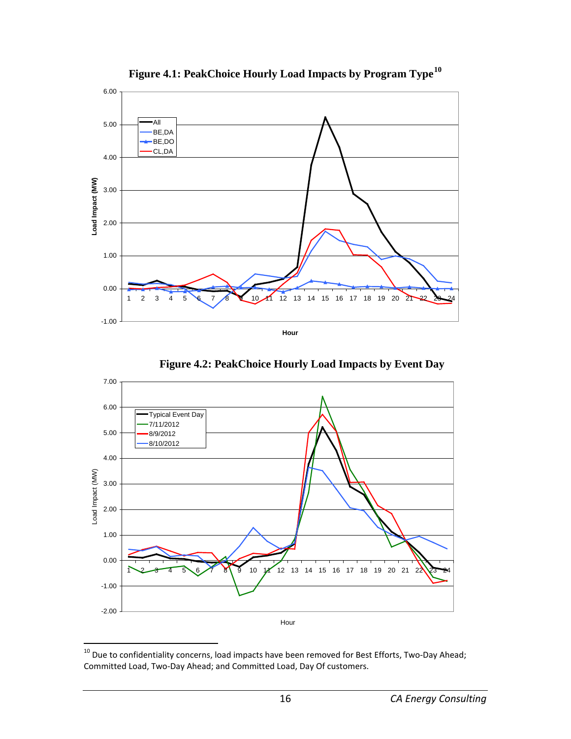**Figure 4.1: PeakChoice Hourly Load Impacts by Program Type[10]**

**Figure 4.2: PeakChoice Hourly Load Impacts by Event Day**

[10] Due to confidentiality concerns, load impacts have been removed for Best Efforts, Two-Day Ahead; Committed Load, Two-Day Ahead; and Committed Load, Day Of customers.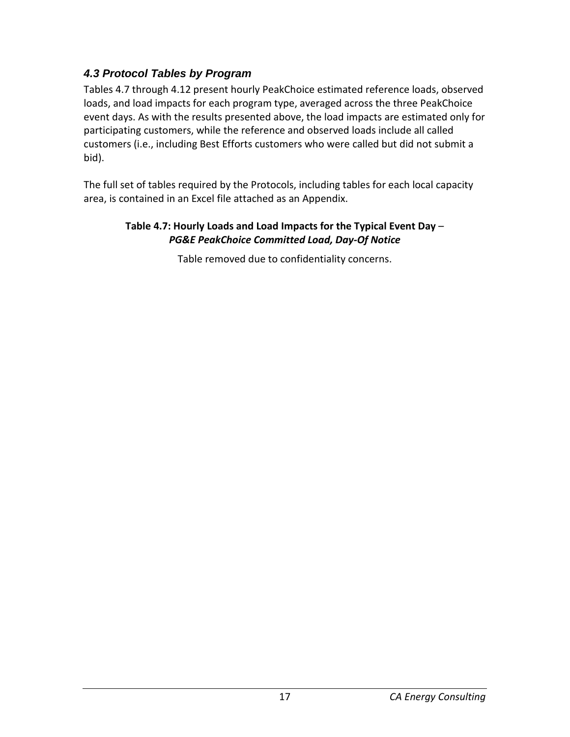### *4.3 Protocol Tables by Program*

Tables 4.7 through 4.12 present hourly PeakChoice estimated reference loads, observed loads, and load impacts for each program type, averaged across the three PeakChoice event days. As with the results presented above, the load impacts are estimated only for participating customers, while the reference and observed loads include all called customers (i.e., including Best Efforts customers who were called but did not submit a bid).

The full set of tables required by the Protocols, including tables for each local capacity area, is contained in an Excel file attached as an Appendix.

**Table 4.7: Hourly Loads and Load Impacts for the Typical Event Day** – ***PG&E PeakChoice Committed Load, Day-Of Notice***

Table removed due to confidentiality concerns.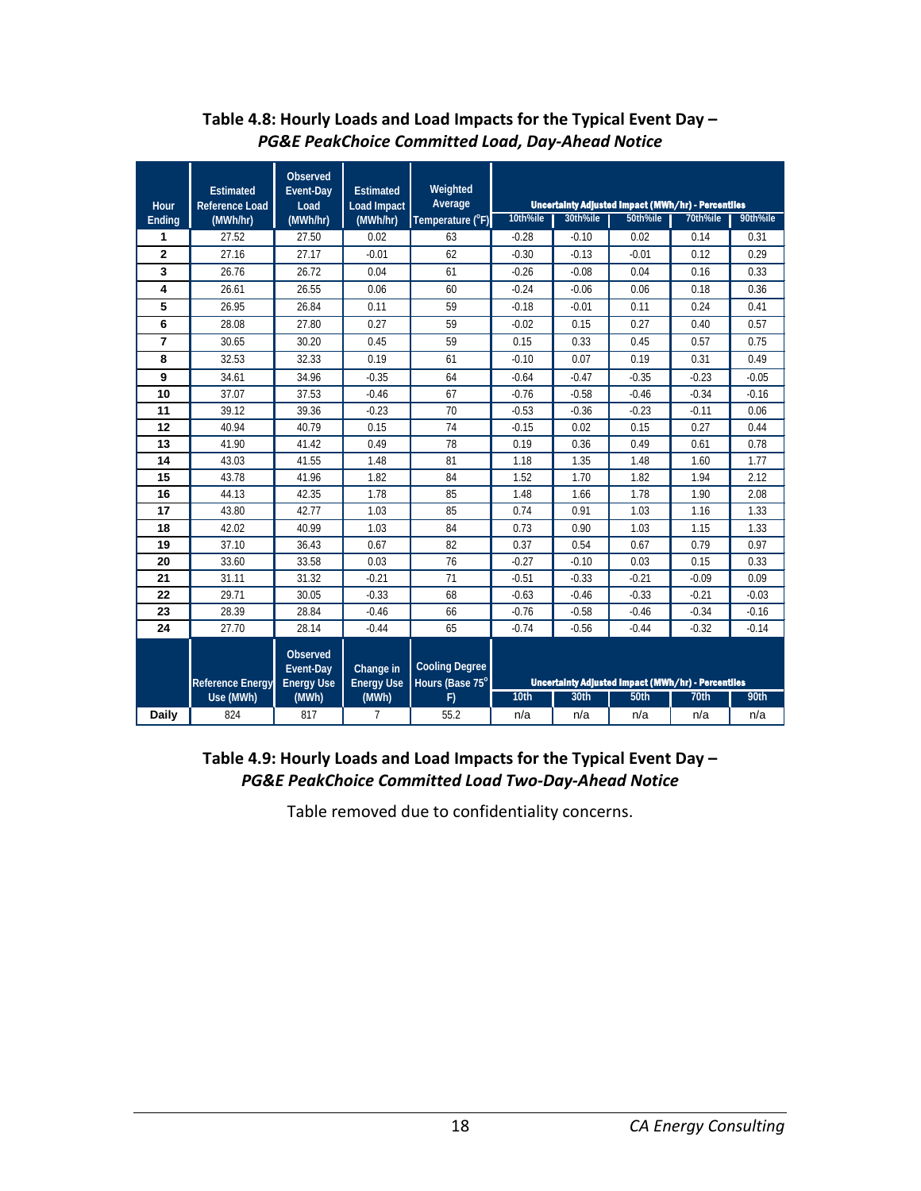## Table 4.8: Hourly Loads and Load Impacts for the Typical Event Day – *PG&E PeakChoice Committed Load, Day-Ahead Notice*

| Hour Ending | Estimated Reference Load (MWh/hr) | Observed Event-Day Load (MWh/hr) | Estimated Load Impact (MWh/hr) | Weighted Average Temperature (°F) | Uncertainty Adjusted Impact (MWh/hr) - Percentiles | | | | |
|---|---|---|---|---|---|---|---|---|---|
| | | | | | 10th%ile | 30th%ile | 50th%ile | 70th%ile | 90th%ile |
| 1 | 27.52 | 27.50 | 0.02 | 63 | -0.28 | -0.10 | 0.02 | 0.14 | 0.31 |
| 2 | 27.16 | 27.17 | -0.01 | 62 | -0.30 | -0.13 | -0.01 | 0.12 | 0.29 |
| 3 | 26.76 | 26.72 | 0.04 | 61 | -0.26 | -0.08 | 0.04 | 0.16 | 0.33 |
| 4 | 26.61 | 26.55 | 0.06 | 60 | -0.24 | -0.06 | 0.06 | 0.18 | 0.36 |
| 5 | 26.95 | 26.84 | 0.11 | 59 | -0.18 | -0.01 | 0.11 | 0.24 | 0.41 |
| 6 | 28.08 | 27.80 | 0.27 | 59 | -0.02 | 0.15 | 0.27 | 0.40 | 0.57 |
| 7 | 30.65 | 30.20 | 0.45 | 59 | 0.15 | 0.33 | 0.45 | 0.57 | 0.75 |
| 8 | 32.53 | 32.33 | 0.19 | 61 | -0.10 | 0.07 | 0.19 | 0.31 | 0.49 |
| 9 | 34.61 | 34.96 | -0.35 | 64 | -0.64 | -0.47 | -0.35 | -0.23 | -0.05 |
| 10 | 37.07 | 37.53 | -0.46 | 67 | -0.76 | -0.58 | -0.46 | -0.34 | -0.16 |
| 11 | 39.12 | 39.36 | -0.23 | 70 | -0.53 | -0.36 | -0.23 | -0.11 | 0.06 |
| 12 | 40.94 | 40.79 | 0.15 | 74 | -0.15 | 0.02 | 0.15 | 0.27 | 0.44 |
| 13 | 41.90 | 41.42 | 0.49 | 78 | 0.19 | 0.36 | 0.49 | 0.61 | 0.78 |
| 14 | 43.03 | 41.55 | 1.48 | 81 | 1.18 | 1.35 | 1.48 | 1.60 | 1.77 |
| 15 | 43.78 | 41.96 | 1.82 | 84 | 1.52 | 1.70 | 1.82 | 1.94 | 2.12 |
| 16 | 44.13 | 42.35 | 1.78 | 85 | 1.48 | 1.66 | 1.78 | 1.90 | 2.08 |
| 17 | 43.80 | 42.77 | 1.03 | 85 | 0.74 | 0.91 | 1.03 | 1.16 | 1.33 |
| 18 | 42.02 | 40.99 | 1.03 | 84 | 0.73 | 0.90 | 1.03 | 1.15 | 1.33 |
| 19 | 37.10 | 36.43 | 0.67 | 82 | 0.37 | 0.54 | 0.67 | 0.79 | 0.97 |
| 20 | 33.60 | 33.58 | 0.03 | 76 | -0.27 | -0.10 | 0.03 | 0.15 | 0.33 |
| 21 | 31.11 | 31.32 | -0.21 | 71 | -0.51 | -0.33 | -0.21 | -0.09 | 0.09 |
| 22 | 29.71 | 30.05 | -0.33 | 68 | -0.63 | -0.46 | -0.33 | -0.21 | -0.03 |
| 23 | 28.39 | 28.84 | -0.46 | 66 | -0.76 | -0.58 | -0.46 | -0.34 | -0.16 |
| 24 | 27.70 | 28.14 | -0.44 | 65 | -0.74 | -0.56 | -0.44 | -0.32 | -0.14 |
| | Reference Energy Use (MWh) | Observed Event-Day Energy Use (MWh) | Change in Energy Use (MWh) | Cooling Degree Hours (Base 75° F) | Uncertainty Adjusted Impact (MWh/hr) - Percentiles | | | | |
| | | | | | 10th | 30th | 50th | 70th | 90th |
| Daily | 824 | 817 | 7 | 55.2 | n/a | n/a | n/a | n/a | n/a |

## Table 4.9: Hourly Loads and Load Impacts for the Typical Event Day – *PG&E PeakChoice Committed Load Two-Day-Ahead Notice*

Table removed due to confidentiality concerns.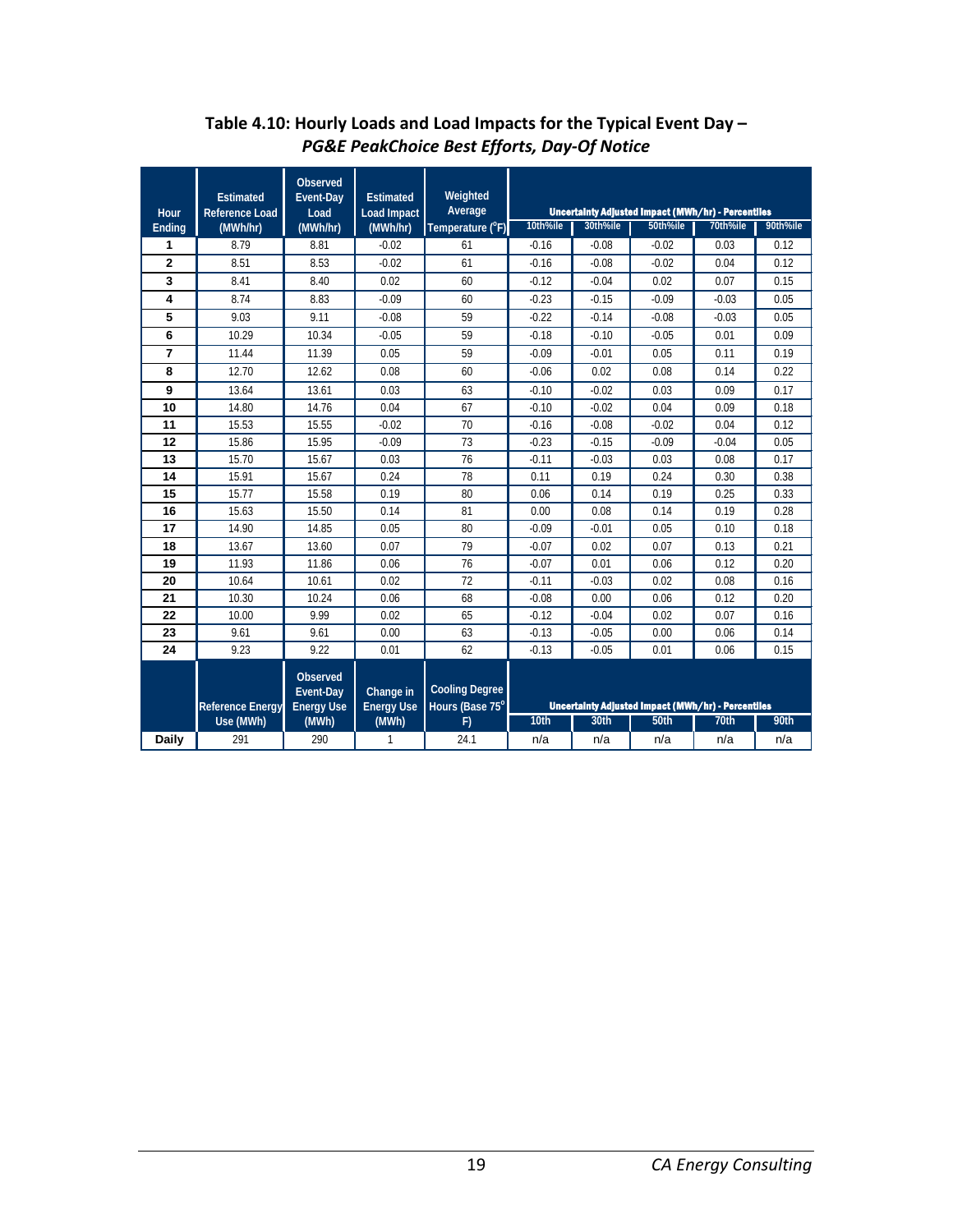**Table 4.10: Hourly Loads and Load Impacts for the Typical Event Day –**
***PG&E PeakChoice Best Efforts, Day-Of Notice***

| Hour Ending | Estimated Reference Load (MWh/hr) | Observed Event-Day Load (MWh/hr) | Estimated Load Impact (MWh/hr) | Weighted Average Temperature (°F) | Uncertainty Adjusted Impact (MWh/hr) - Percentiles | | | | |
|---|---|---|---|---|---|---|---|---|---|
| | | | | | 10th%ile | 30th%ile | 50th%ile | 70th%ile | 90th%ile |
| 1 | 8.79 | 8.81 | -0.02 | 61 | -0.16 | -0.08 | -0.02 | 0.03 | 0.12 |
| 2 | 8.51 | 8.53 | -0.02 | 61 | -0.16 | -0.08 | -0.02 | 0.04 | 0.12 |
| 3 | 8.41 | 8.40 | 0.02 | 60 | -0.12 | -0.04 | 0.02 | 0.07 | 0.15 |
| 4 | 8.74 | 8.83 | -0.09 | 60 | -0.23 | -0.15 | -0.09 | -0.03 | 0.05 |
| 5 | 9.03 | 9.11 | -0.08 | 59 | -0.22 | -0.14 | -0.08 | -0.03 | 0.05 |
| 6 | 10.29 | 10.34 | -0.05 | 59 | -0.18 | -0.10 | -0.05 | 0.01 | 0.09 |
| 7 | 11.44 | 11.39 | 0.05 | 59 | -0.09 | -0.01 | 0.05 | 0.11 | 0.19 |
| 8 | 12.70 | 12.62 | 0.08 | 60 | -0.06 | 0.02 | 0.08 | 0.14 | 0.22 |
| 9 | 13.64 | 13.61 | 0.03 | 63 | -0.10 | -0.02 | 0.03 | 0.09 | 0.17 |
| 10 | 14.80 | 14.76 | 0.04 | 67 | -0.10 | -0.02 | 0.04 | 0.09 | 0.18 |
| 11 | 15.53 | 15.55 | -0.02 | 70 | -0.16 | -0.08 | -0.02 | 0.04 | 0.12 |
| 12 | 15.86 | 15.95 | -0.09 | 73 | -0.23 | -0.15 | -0.09 | -0.04 | 0.05 |
| 13 | 15.70 | 15.67 | 0.03 | 76 | -0.11 | -0.03 | 0.03 | 0.08 | 0.17 |
| 14 | 15.91 | 15.67 | 0.24 | 78 | 0.11 | 0.19 | 0.24 | 0.30 | 0.38 |
| 15 | 15.77 | 15.58 | 0.19 | 80 | 0.06 | 0.14 | 0.19 | 0.25 | 0.33 |
| 16 | 15.63 | 15.50 | 0.14 | 81 | 0.00 | 0.08 | 0.14 | 0.19 | 0.28 |
| 17 | 14.90 | 14.85 | 0.05 | 80 | -0.09 | -0.01 | 0.05 | 0.10 | 0.18 |
| 18 | 13.67 | 13.60 | 0.07 | 79 | -0.07 | 0.02 | 0.07 | 0.13 | 0.21 |
| 19 | 11.93 | 11.86 | 0.06 | 76 | -0.07 | 0.01 | 0.06 | 0.12 | 0.20 |
| 20 | 10.64 | 10.61 | 0.02 | 72 | -0.11 | -0.03 | 0.02 | 0.08 | 0.16 |
| 21 | 10.30 | 10.24 | 0.06 | 68 | -0.08 | 0.00 | 0.06 | 0.12 | 0.20 |
| 22 | 10.00 | 9.99 | 0.02 | 65 | -0.12 | -0.04 | 0.02 | 0.07 | 0.16 |
| 23 | 9.61 | 9.61 | 0.00 | 63 | -0.13 | -0.05 | 0.00 | 0.06 | 0.14 |
| 24 | 9.23 | 9.22 | 0.01 | 62 | -0.13 | -0.05 | 0.01 | 0.06 | 0.15 |
| | **Reference Energy Use (MWh)** | **Observed Event-Day Energy Use (MWh)** | **Change in Energy Use (MWh)** | **Cooling Degree Hours (Base 75°F)** | **Uncertainty Adjusted Impact (MWh/hr) - Percentiles** | | | | |
| | | | | | **10th** | **30th** | **50th** | **70th** | **90th** |
| **Daily** | 291 | 290 | 1 | 24.1 | n/a | n/a | n/a | n/a | n/a |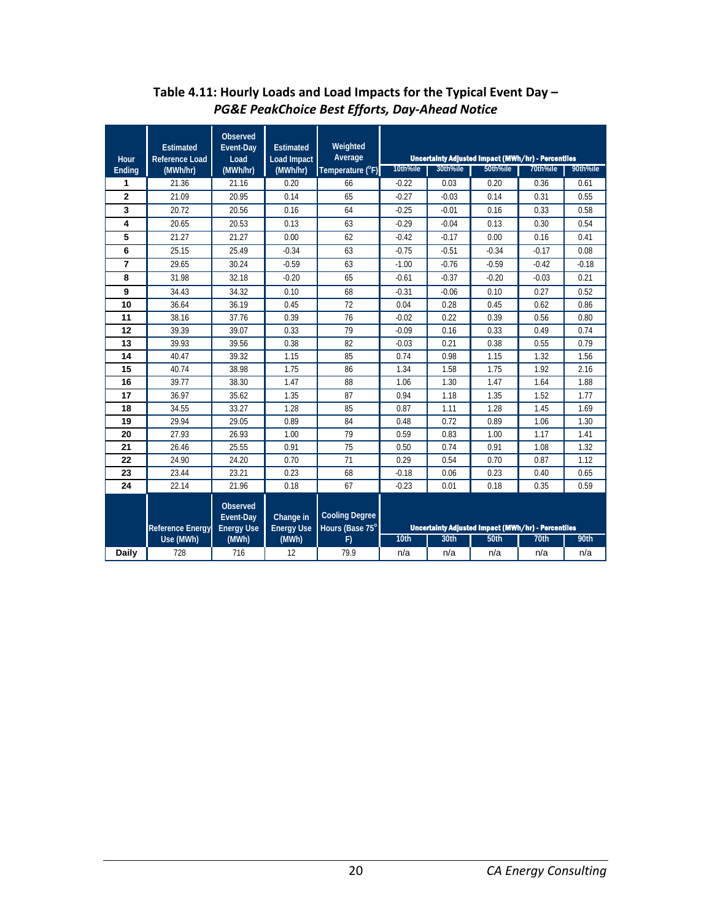**Table 4.11: Hourly Loads and Load Impacts for the Typical Event Day –** ***PG&E PeakChoice Best Efforts, Day-Ahead Notice***

| Hour Ending | Estimated Reference Load (MWh/hr) | Observed Event-Day Load (MWh/hr) | Estimated Load Impact (MWh/hr) | Weighted Average Temperature (°F) | Uncertainty Adjusted Impact (MWh/hr) - Percentiles | | | | |
|---|---|---|---|---|---|---|---|---|---|
| | | | | | 10th%ile | 30th%ile | 50th%ile | 70th%ile | 90th%ile |
| 1 | 21.36 | 21.16 | 0.20 | 66 | -0.22 | 0.03 | 0.20 | 0.36 | 0.61 |
| 2 | 21.09 | 20.95 | 0.14 | 65 | -0.27 | -0.03 | 0.14 | 0.31 | 0.55 |
| 3 | 20.72 | 20.56 | 0.16 | 64 | -0.25 | -0.01 | 0.16 | 0.33 | 0.58 |
| 4 | 20.65 | 20.53 | 0.13 | 63 | -0.29 | -0.04 | 0.13 | 0.30 | 0.54 |
| 5 | 21.27 | 21.27 | 0.00 | 62 | -0.42 | -0.17 | 0.00 | 0.16 | 0.41 |
| 6 | 25.15 | 25.49 | -0.34 | 63 | -0.75 | -0.51 | -0.34 | -0.17 | 0.08 |
| 7 | 29.65 | 30.24 | -0.59 | 63 | -1.00 | -0.76 | -0.59 | -0.42 | -0.18 |
| 8 | 31.98 | 32.18 | -0.20 | 65 | -0.61 | -0.37 | -0.20 | -0.03 | 0.21 |
| 9 | 34.43 | 34.32 | 0.10 | 68 | -0.31 | -0.06 | 0.10 | 0.27 | 0.52 |
| 10 | 36.64 | 36.19 | 0.45 | 72 | 0.04 | 0.28 | 0.45 | 0.62 | 0.86 |
| 11 | 38.16 | 37.76 | 0.39 | 76 | -0.02 | 0.22 | 0.39 | 0.56 | 0.80 |
| 12 | 39.39 | 39.07 | 0.33 | 79 | -0.09 | 0.16 | 0.33 | 0.49 | 0.74 |
| 13 | 39.93 | 39.56 | 0.38 | 82 | -0.03 | 0.21 | 0.38 | 0.55 | 0.79 |
| 14 | 40.47 | 39.32 | 1.15 | 85 | 0.74 | 0.98 | 1.15 | 1.32 | 1.56 |
| 15 | 40.74 | 38.98 | 1.75 | 86 | 1.34 | 1.58 | 1.75 | 1.92 | 2.16 |
| 16 | 39.77 | 38.30 | 1.47 | 88 | 1.06 | 1.30 | 1.47 | 1.64 | 1.88 |
| 17 | 36.97 | 35.62 | 1.35 | 87 | 0.94 | 1.18 | 1.35 | 1.52 | 1.77 |
| 18 | 34.55 | 33.27 | 1.28 | 85 | 0.87 | 1.11 | 1.28 | 1.45 | 1.69 |
| 19 | 29.94 | 29.05 | 0.89 | 84 | 0.48 | 0.72 | 0.89 | 1.06 | 1.30 |
| 20 | 27.93 | 26.93 | 1.00 | 79 | 0.59 | 0.83 | 1.00 | 1.17 | 1.41 |
| 21 | 26.46 | 25.55 | 0.91 | 75 | 0.50 | 0.74 | 0.91 | 1.08 | 1.32 |
| 22 | 24.90 | 24.20 | 0.70 | 71 | 0.29 | 0.54 | 0.70 | 0.87 | 1.12 |
| 23 | 23.44 | 23.21 | 0.23 | 68 | -0.18 | 0.06 | 0.23 | 0.40 | 0.65 |
| 24 | 22.14 | 21.96 | 0.18 | 67 | -0.23 | 0.01 | 0.18 | 0.35 | 0.59 |
| | Reference Energy Use (MWh) | Observed Event-Day Energy Use (MWh) | Change in Energy Use (MWh) | Cooling Degree Hours (Base 75° F) | Uncertainty Adjusted Impact (MWh/hr) - Percentiles | | | | |
| | | | | | 10th | 30th | 50th | 70th | 90th |
| Daily | 728 | 716 | 12 | 79.9 | n/a | n/a | n/a | n/a | n/a |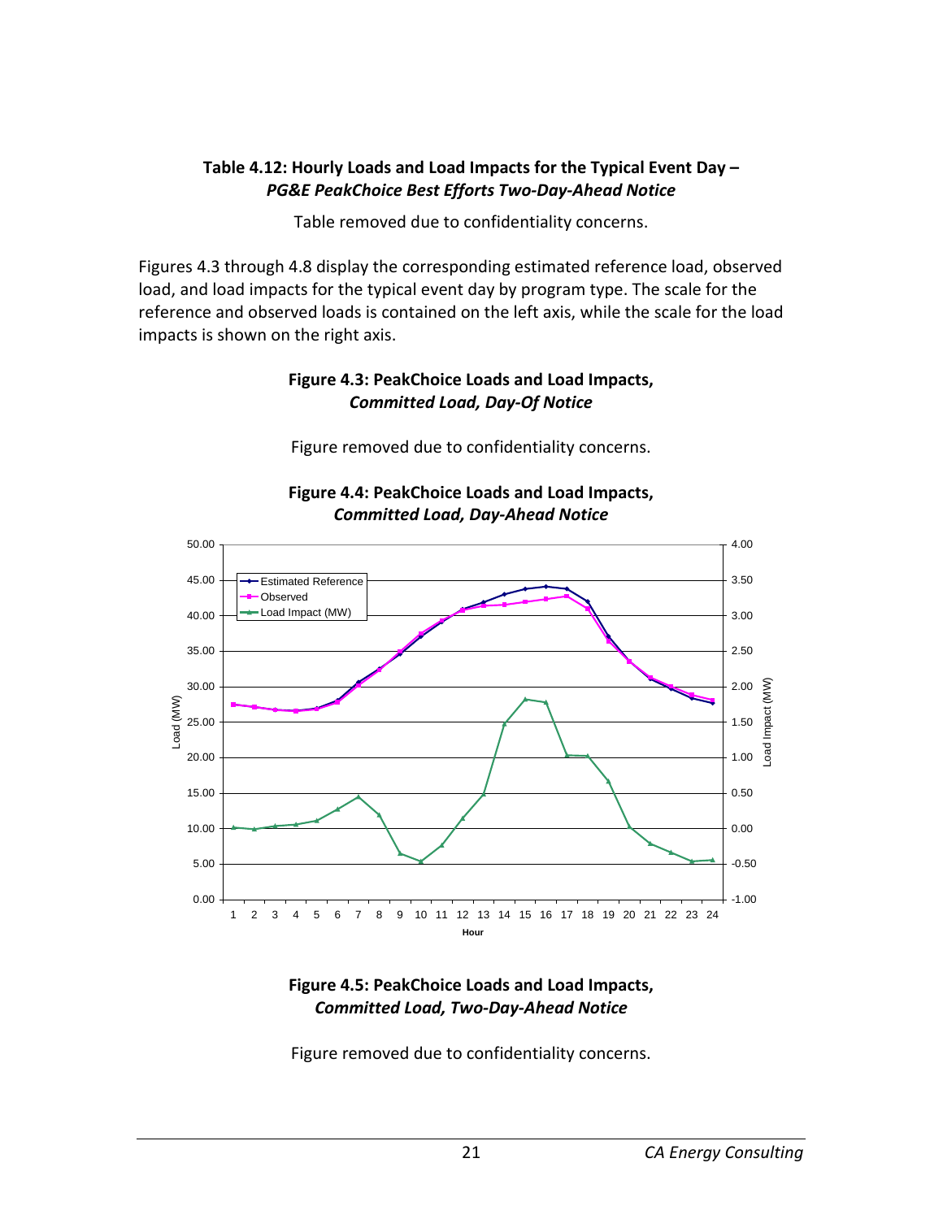**Table 4.12: Hourly Loads and Load Impacts for the Typical Event Day –** ***PG&E PeakChoice Best Efforts Two-Day-Ahead Notice***

Table removed due to confidentiality concerns.

Figures 4.3 through 4.8 display the corresponding estimated reference load, observed load, and load impacts for the typical event day by program type. The scale for the reference and observed loads is contained on the left axis, while the scale for the load impacts is shown on the right axis.

**Figure 4.3: PeakChoice Loads and Load Impacts,** ***Committed Load, Day-Of Notice***

Figure removed due to confidentiality concerns.

**Figure 4.4: PeakChoice Loads and Load Impacts,** ***Committed Load, Day-Ahead Notice***

**Figure 4.5: PeakChoice Loads and Load Impacts,** ***Committed Load, Two-Day-Ahead Notice***

Figure removed due to confidentiality concerns.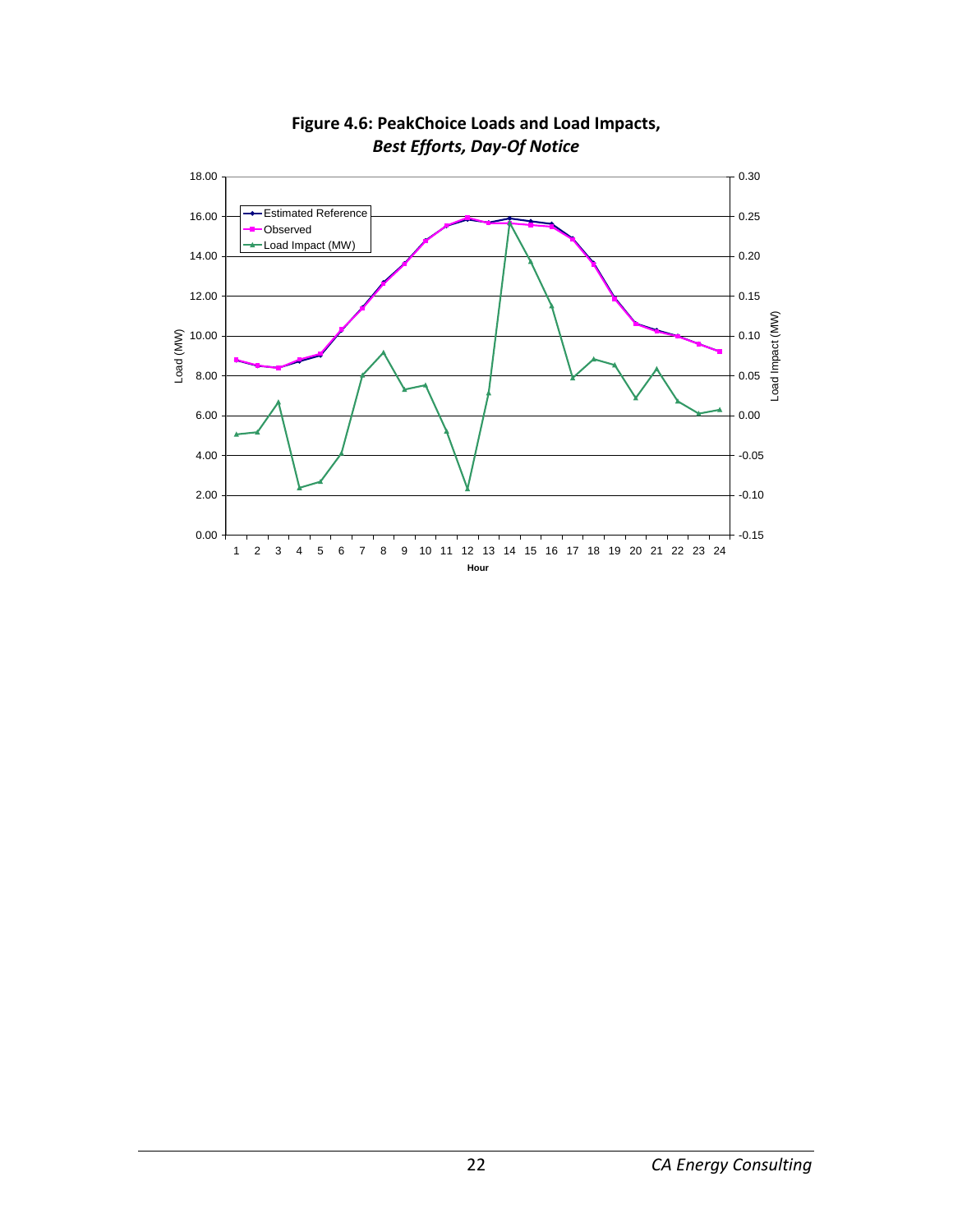**Figure 4.6: PeakChoice Loads and Load Impacts,**
***Best Efforts, Day-Of Notice***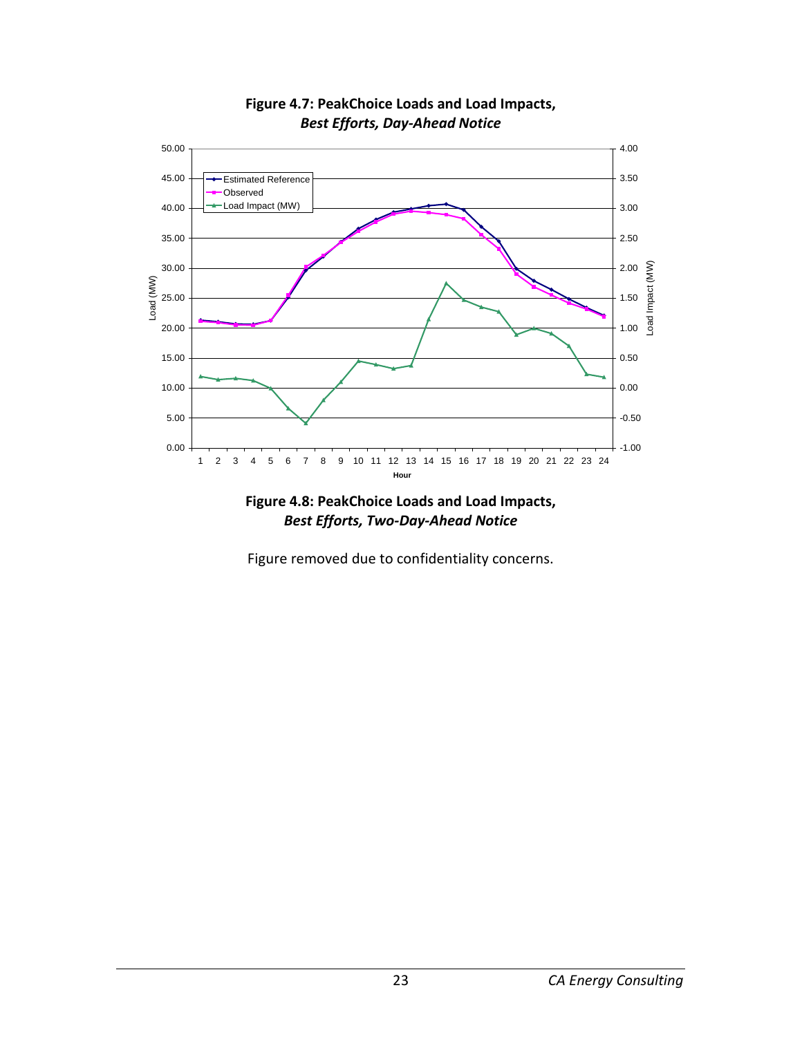**Figure 4.7: PeakChoice Loads and Load Impacts,**
***Best Efforts, Day-Ahead Notice***

**Figure 4.8: PeakChoice Loads and Load Impacts,**
***Best Efforts, Two-Day-Ahead Notice***

Figure removed due to confidentiality concerns.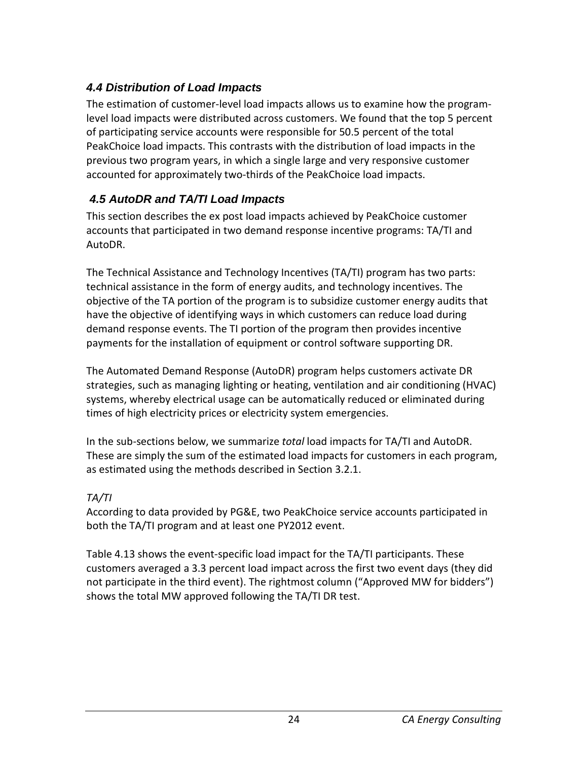### *4.4 Distribution of Load Impacts*

The estimation of customer-level load impacts allows us to examine how the program-level load impacts were distributed across customers. We found that the top 5 percent of participating service accounts were responsible for 50.5 percent of the total PeakChoice load impacts. This contrasts with the distribution of load impacts in the previous two program years, in which a single large and very responsive customer accounted for approximately two-thirds of the PeakChoice load impacts.

### *4.5 AutoDR and TA/TI Load Impacts*

This section describes the ex post load impacts achieved by PeakChoice customer accounts that participated in two demand response incentive programs: TA/TI and AutoDR.

The Technical Assistance and Technology Incentives (TA/TI) program has two parts: technical assistance in the form of energy audits, and technology incentives. The objective of the TA portion of the program is to subsidize customer energy audits that have the objective of identifying ways in which customers can reduce load during demand response events. The TI portion of the program then provides incentive payments for the installation of equipment or control software supporting DR.

The Automated Demand Response (AutoDR) program helps customers activate DR strategies, such as managing lighting or heating, ventilation and air conditioning (HVAC) systems, whereby electrical usage can be automatically reduced or eliminated during times of high electricity prices or electricity system emergencies.

In the sub-sections below, we summarize *total* load impacts for TA/TI and AutoDR. These are simply the sum of the estimated load impacts for customers in each program, as estimated using the methods described in Section 3.2.1.

*TA/TI*

According to data provided by PG&E, two PeakChoice service accounts participated in both the TA/TI program and at least one PY2012 event.

Table 4.13 shows the event-specific load impact for the TA/TI participants. These customers averaged a 3.3 percent load impact across the first two event days (they did not participate in the third event). The rightmost column ("Approved MW for bidders") shows the total MW approved following the TA/TI DR test.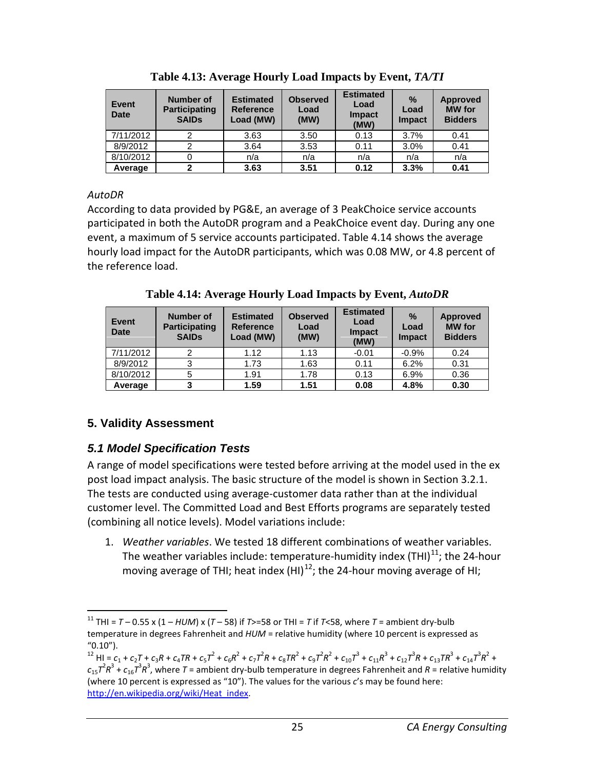**Table 4.13: Average Hourly Load Impacts by Event, *TA/TI***

| Event Date | Number of Participating SAIDs | Estimated Reference Load (MW) | Observed Load (MW) | Estimated Load Impact (MW) | % Load Impact | Approved MW for Bidders |
|---|---|---|---|---|---|---|
| 7/11/2012 | 2 | 3.63 | 3.50 | 0.13 | 3.7% | 0.41 |
| 8/9/2012 | 2 | 3.64 | 3.53 | 0.11 | 3.0% | 0.41 |
| 8/10/2012 | 0 | n/a | n/a | n/a | n/a | n/a |
| **Average** | **2** | **3.63** | **3.51** | **0.12** | **3.3%** | **0.41** |

*AutoDR*

According to data provided by PG&E, an average of 3 PeakChoice service accounts participated in both the AutoDR program and a PeakChoice event day. During any one event, a maximum of 5 service accounts participated. Table 4.14 shows the average hourly load impact for the AutoDR participants, which was 0.08 MW, or 4.8 percent of the reference load.

**Table 4.14: Average Hourly Load Impacts by Event, *AutoDR***

| Event Date | Number of Participating SAIDs | Estimated Reference Load (MW) | Observed Load (MW) | Estimated Load Impact (MW) | % Load Impact | Approved MW for Bidders |
|---|---|---|---|---|---|---|
| 7/11/2012 | 2 | 1.12 | 1.13 | -0.01 | -0.9% | 0.24 |
| 8/9/2012 | 3 | 1.73 | 1.63 | 0.11 | 6.2% | 0.31 |
| 8/10/2012 | 5 | 1.91 | 1.78 | 0.13 | 6.9% | 0.36 |
| **Average** | **3** | **1.59** | **1.51** | **0.08** | **4.8%** | **0.30** |

## 5. Validity Assessment

### *5.1 Model Specification Tests*

A range of model specifications were tested before arriving at the model used in the ex post load impact analysis. The basic structure of the model is shown in Section 3.2.1. The tests are conducted using average-customer data rather than at the individual customer level. The Committed Load and Best Efforts programs are separately tested (combining all notice levels). Model variations include:

1. *Weather variables*. We tested 18 different combinations of weather variables. The weather variables include: temperature-humidity index (THI)[11]; the 24-hour moving average of THI; heat index (HI)[12]; the 24-hour moving average of HI;

---

[11] THI = $T - 0.55 \times (1 - HUM) \times (T - 58)$ if $T$>=58 or THI = $T$ if $T$<58, where $T$ = ambient dry-bulb temperature in degrees Fahrenheit and $HUM$ = relative humidity (where 10 percent is expressed as "0.10").

[12] HI = $c_1 + c_2T + c_3R + c_4TR + c_5T^2 + c_6R^2 + c_7T^2R + c_8TR^2 + c_9T^2R^2 + c_{10}T^3 + c_{11}R^3 + c_{12}T^3R + c_{13}TR^3 + c_{14}T^3R^2 + c_{15}T^2R^3 + c_{16}T^3R^3$, where $T$ = ambient dry-bulb temperature in degrees Fahrenheit and $R$ = relative humidity (where 10 percent is expressed as "10"). The values for the various $c$'s may be found here: http://en.wikipedia.org/wiki/Heat_index.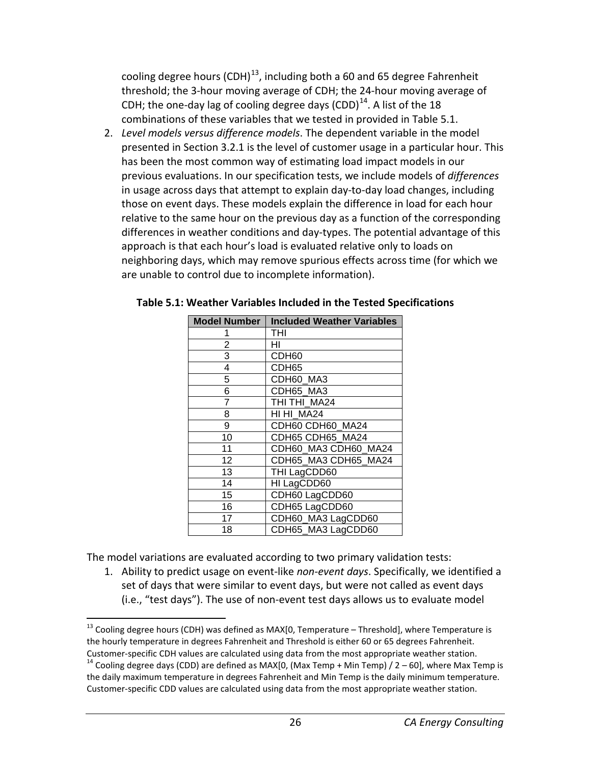cooling degree hours (CDH)[13], including both a 60 and 65 degree Fahrenheit threshold; the 3-hour moving average of CDH; the 24-hour moving average of CDH; the one-day lag of cooling degree days (CDD)[14]. A list of the 18 combinations of these variables that we tested in provided in Table 5.1.

2. *Level models versus difference models*. The dependent variable in the model presented in Section 3.2.1 is the level of customer usage in a particular hour. This has been the most common way of estimating load impact models in our previous evaluations. In our specification tests, we include models of *differences* in usage across days that attempt to explain day-to-day load changes, including those on event days. These models explain the difference in load for each hour relative to the same hour on the previous day as a function of the corresponding differences in weather conditions and day-types. The potential advantage of this approach is that each hour's load is evaluated relative only to loads on neighboring days, which may remove spurious effects across time (for which we are unable to control due to incomplete information).

**Table 5.1: Weather Variables Included in the Tested Specifications**

| Model Number | Included Weather Variables |
|---|---|
| 1 | THI |
| 2 | HI |
| 3 | CDH60 |
| 4 | CDH65 |
| 5 | CDH60_MA3 |
| 6 | CDH65_MA3 |
| 7 | THI THI_MA24 |
| 8 | HI HI_MA24 |
| 9 | CDH60 CDH60_MA24 |
| 10 | CDH65 CDH65_MA24 |
| 11 | CDH60_MA3 CDH60_MA24 |
| 12 | CDH65_MA3 CDH65_MA24 |
| 13 | THI LagCDD60 |
| 14 | HI LagCDD60 |
| 15 | CDH60 LagCDD60 |
| 16 | CDH65 LagCDD60 |
| 17 | CDH60_MA3 LagCDD60 |
| 18 | CDH65_MA3 LagCDD60 |

The model variations are evaluated according to two primary validation tests:

1. Ability to predict usage on event-like *non-event days*. Specifically, we identified a set of days that were similar to event days, but were not called as event days (i.e., "test days"). The use of non-event test days allows us to evaluate model

---

[13] Cooling degree hours (CDH) was defined as MAX[0, Temperature – Threshold], where Temperature is the hourly temperature in degrees Fahrenheit and Threshold is either 60 or 65 degrees Fahrenheit. Customer-specific CDH values are calculated using data from the most appropriate weather station.

[14] Cooling degree days (CDD) are defined as MAX[0, (Max Temp + Min Temp) / 2 – 60], where Max Temp is the daily maximum temperature in degrees Fahrenheit and Min Temp is the daily minimum temperature. Customer-specific CDD values are calculated using data from the most appropriate weather station.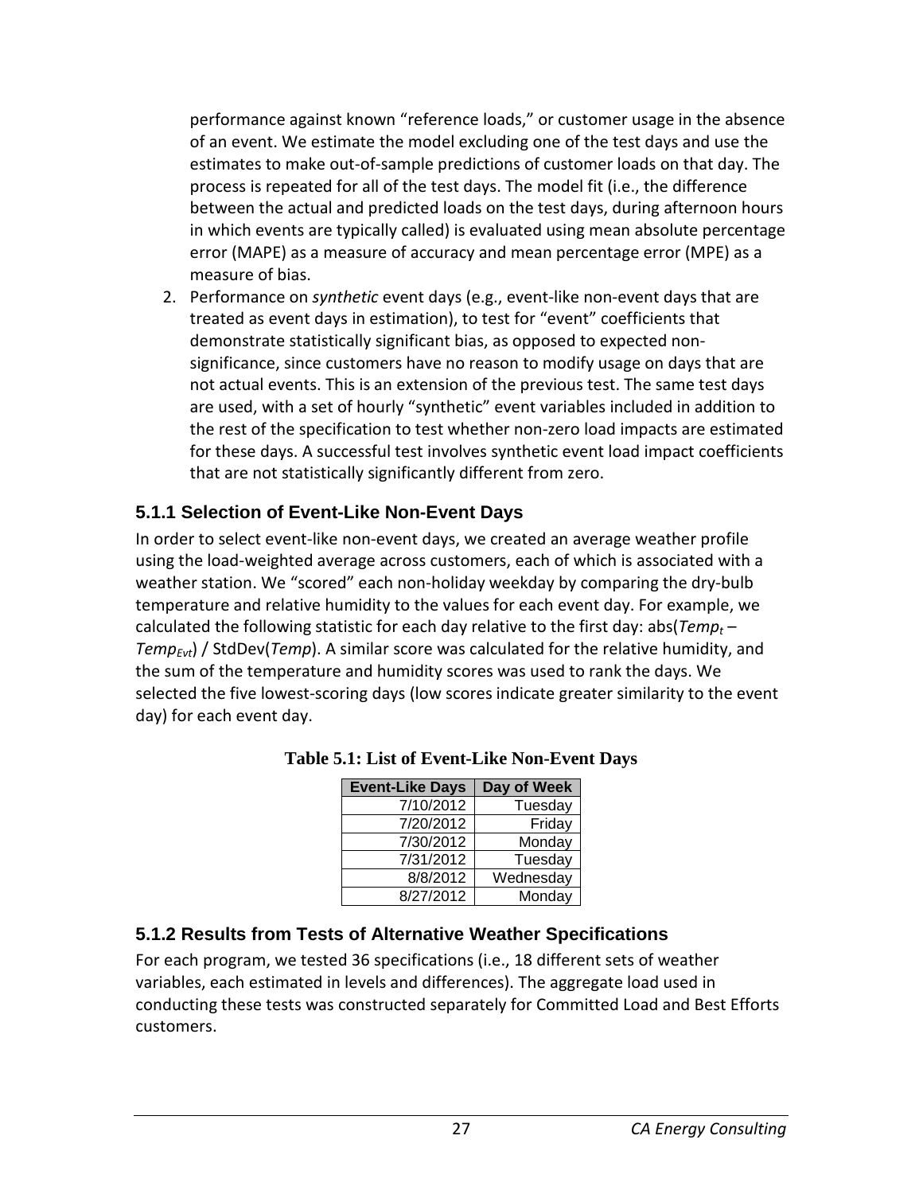performance against known "reference loads," or customer usage in the absence of an event. We estimate the model excluding one of the test days and use the estimates to make out-of-sample predictions of customer loads on that day. The process is repeated for all of the test days. The model fit (i.e., the difference between the actual and predicted loads on the test days, during afternoon hours in which events are typically called) is evaluated using mean absolute percentage error (MAPE) as a measure of accuracy and mean percentage error (MPE) as a measure of bias.

2. Performance on *synthetic* event days (e.g., event-like non-event days that are treated as event days in estimation), to test for "event" coefficients that demonstrate statistically significant bias, as opposed to expected non-significance, since customers have no reason to modify usage on days that are not actual events. This is an extension of the previous test. The same test days are used, with a set of hourly "synthetic" event variables included in addition to the rest of the specification to test whether non-zero load impacts are estimated for these days. A successful test involves synthetic event load impact coefficients that are not statistically significantly different from zero.

### 5.1.1 Selection of Event-Like Non-Event Days

In order to select event-like non-event days, we created an average weather profile using the load-weighted average across customers, each of which is associated with a weather station. We "scored" each non-holiday weekday by comparing the dry-bulb temperature and relative humidity to the values for each event day. For example, we calculated the following statistic for each day relative to the first day: abs($Temp_t$ – $Temp_{Evt}$) / StdDev(*Temp*). A similar score was calculated for the relative humidity, and the sum of the temperature and humidity scores was used to rank the days. We selected the five lowest-scoring days (low scores indicate greater similarity to the event day) for each event day.

**Table 5.1: List of Event-Like Non-Event Days**

| Event-Like Days | Day of Week |
|---|---|
| 7/10/2012 | Tuesday |
| 7/20/2012 | Friday |
| 7/30/2012 | Monday |
| 7/31/2012 | Tuesday |
| 8/8/2012 | Wednesday |
| 8/27/2012 | Monday |

### 5.1.2 Results from Tests of Alternative Weather Specifications

For each program, we tested 36 specifications (i.e., 18 different sets of weather variables, each estimated in levels and differences). The aggregate load used in conducting these tests was constructed separately for Committed Load and Best Efforts customers.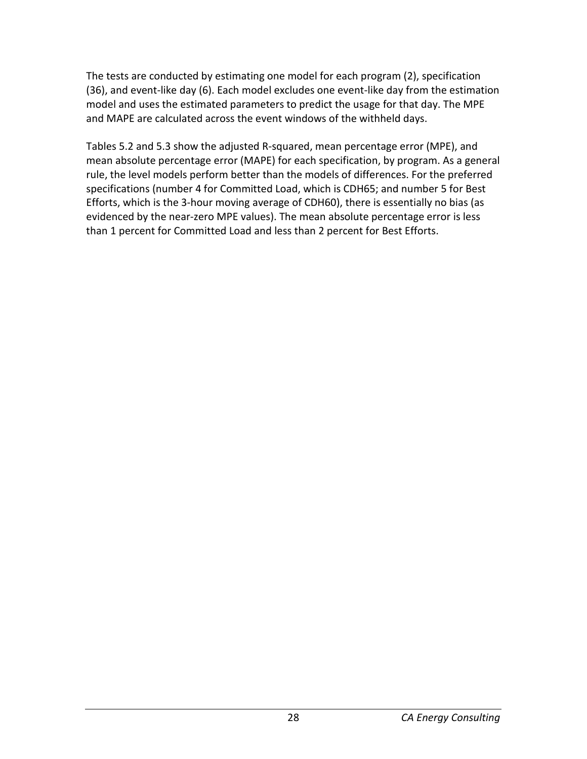The tests are conducted by estimating one model for each program (2), specification (36), and event-like day (6). Each model excludes one event-like day from the estimation model and uses the estimated parameters to predict the usage for that day. The MPE and MAPE are calculated across the event windows of the withheld days.

Tables 5.2 and 5.3 show the adjusted R-squared, mean percentage error (MPE), and mean absolute percentage error (MAPE) for each specification, by program. As a general rule, the level models perform better than the models of differences. For the preferred specifications (number 4 for Committed Load, which is CDH65; and number 5 for Best Efforts, which is the 3-hour moving average of CDH60), there is essentially no bias (as evidenced by the near-zero MPE values). The mean absolute percentage error is less than 1 percent for Committed Load and less than 2 percent for Best Efforts.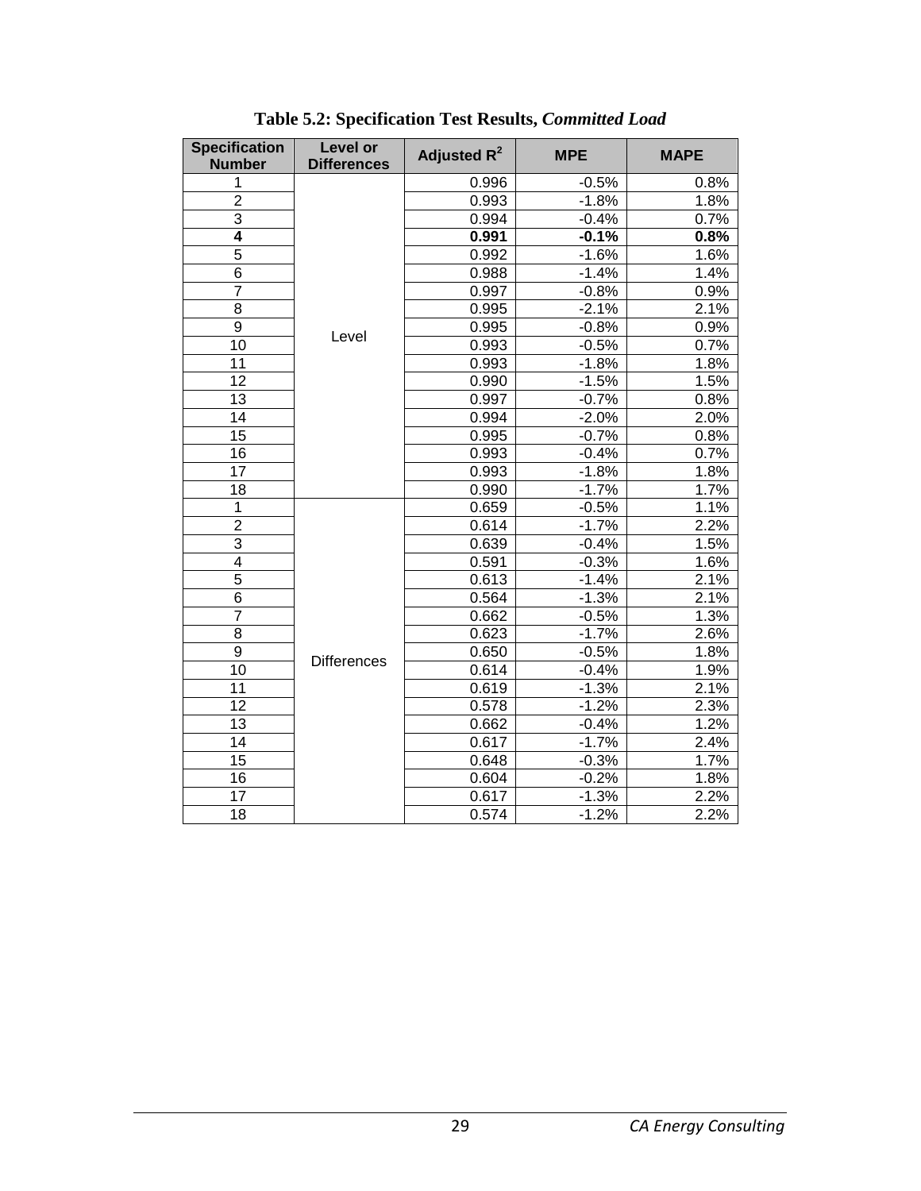**Table 5.2: Specification Test Results, *Committed Load***

| Specification Number | Level or Differences | Adjusted $R^2$ | MPE | MAPE |
|---|---|---|---|---|
| 1 | Level | 0.996 | -0.5% | 0.8% |
| 2 | | 0.993 | -1.8% | 1.8% |
| 3 | | 0.994 | -0.4% | 0.7% |
| **4** | | **0.991** | **-0.1%** | **0.8%** |
| 5 | | 0.992 | -1.6% | 1.6% |
| 6 | | 0.988 | -1.4% | 1.4% |
| 7 | | 0.997 | -0.8% | 0.9% |
| 8 | | 0.995 | -2.1% | 2.1% |
| 9 | | 0.995 | -0.8% | 0.9% |
| 10 | | 0.993 | -0.5% | 0.7% |
| 11 | | 0.993 | -1.8% | 1.8% |
| 12 | | 0.990 | -1.5% | 1.5% |
| 13 | | 0.997 | -0.7% | 0.8% |
| 14 | | 0.994 | -2.0% | 2.0% |
| 15 | | 0.995 | -0.7% | 0.8% |
| 16 | | 0.993 | -0.4% | 0.7% |
| 17 | | 0.993 | -1.8% | 1.8% |
| 18 | | 0.990 | -1.7% | 1.7% |
| 1 | Differences | 0.659 | -0.5% | 1.1% |
| 2 | | 0.614 | -1.7% | 2.2% |
| 3 | | 0.639 | -0.4% | 1.5% |
| 4 | | 0.591 | -0.3% | 1.6% |
| 5 | | 0.613 | -1.4% | 2.1% |
| 6 | | 0.564 | -1.3% | 2.1% |
| 7 | | 0.662 | -0.5% | 1.3% |
| 8 | | 0.623 | -1.7% | 2.6% |
| 9 | | 0.650 | -0.5% | 1.8% |
| 10 | | 0.614 | -0.4% | 1.9% |
| 11 | | 0.619 | -1.3% | 2.1% |
| 12 | | 0.578 | -1.2% | 2.3% |
| 13 | | 0.662 | -0.4% | 1.2% |
| 14 | | 0.617 | -1.7% | 2.4% |
| 15 | | 0.648 | -0.3% | 1.7% |
| 16 | | 0.604 | -0.2% | 1.8% |
| 17 | | 0.617 | -1.3% | 2.2% |
| 18 | | 0.574 | -1.2% | 2.2% |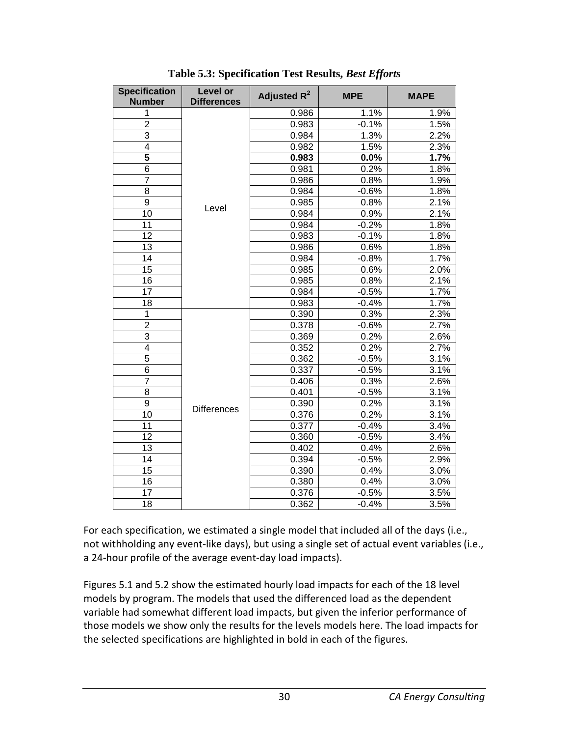**Table 5.3: Specification Test Results, *Best Efforts***

| Specification Number | Level or Differences | Adjusted $R^2$ | MPE | MAPE |
|---|---|---|---|---|
| 1 | Level | 0.986 | 1.1% | 1.9% |
| 2 | | 0.983 | -0.1% | 1.5% |
| 3 | | 0.984 | 1.3% | 2.2% |
| 4 | | 0.982 | 1.5% | 2.3% |
| **5** | | **0.983** | **0.0%** | **1.7%** |
| 6 | | 0.981 | 0.2% | 1.8% |
| 7 | | 0.986 | 0.8% | 1.9% |
| 8 | | 0.984 | -0.6% | 1.8% |
| 9 | | 0.985 | 0.8% | 2.1% |
| 10 | | 0.984 | 0.9% | 2.1% |
| 11 | | 0.984 | -0.2% | 1.8% |
| 12 | | 0.983 | -0.1% | 1.8% |
| 13 | | 0.986 | 0.6% | 1.8% |
| 14 | | 0.984 | -0.8% | 1.7% |
| 15 | | 0.985 | 0.6% | 2.0% |
| 16 | | 0.985 | 0.8% | 2.1% |
| 17 | | 0.984 | -0.5% | 1.7% |
| 18 | | 0.983 | -0.4% | 1.7% |
| 1 | Differences | 0.390 | 0.3% | 2.3% |
| 2 | | 0.378 | -0.6% | 2.7% |
| 3 | | 0.369 | 0.2% | 2.6% |
| 4 | | 0.352 | 0.2% | 2.7% |
| 5 | | 0.362 | -0.5% | 3.1% |
| 6 | | 0.337 | -0.5% | 3.1% |
| 7 | | 0.406 | 0.3% | 2.6% |
| 8 | | 0.401 | -0.5% | 3.1% |
| 9 | | 0.390 | 0.2% | 3.1% |
| 10 | | 0.376 | 0.2% | 3.1% |
| 11 | | 0.377 | -0.4% | 3.4% |
| 12 | | 0.360 | -0.5% | 3.4% |
| 13 | | 0.402 | 0.4% | 2.6% |
| 14 | | 0.394 | -0.5% | 2.9% |
| 15 | | 0.390 | 0.4% | 3.0% |
| 16 | | 0.380 | 0.4% | 3.0% |
| 17 | | 0.376 | -0.5% | 3.5% |
| 18 | | 0.362 | -0.4% | 3.5% |

For each specification, we estimated a single model that included all of the days (i.e., not withholding any event-like days), but using a single set of actual event variables (i.e., a 24-hour profile of the average event-day load impacts).

Figures 5.1 and 5.2 show the estimated hourly load impacts for each of the 18 level models by program. The models that used the differenced load as the dependent variable had somewhat different load impacts, but given the inferior performance of those models we show only the results for the levels models here. The load impacts for the selected specifications are highlighted in bold in each of the figures.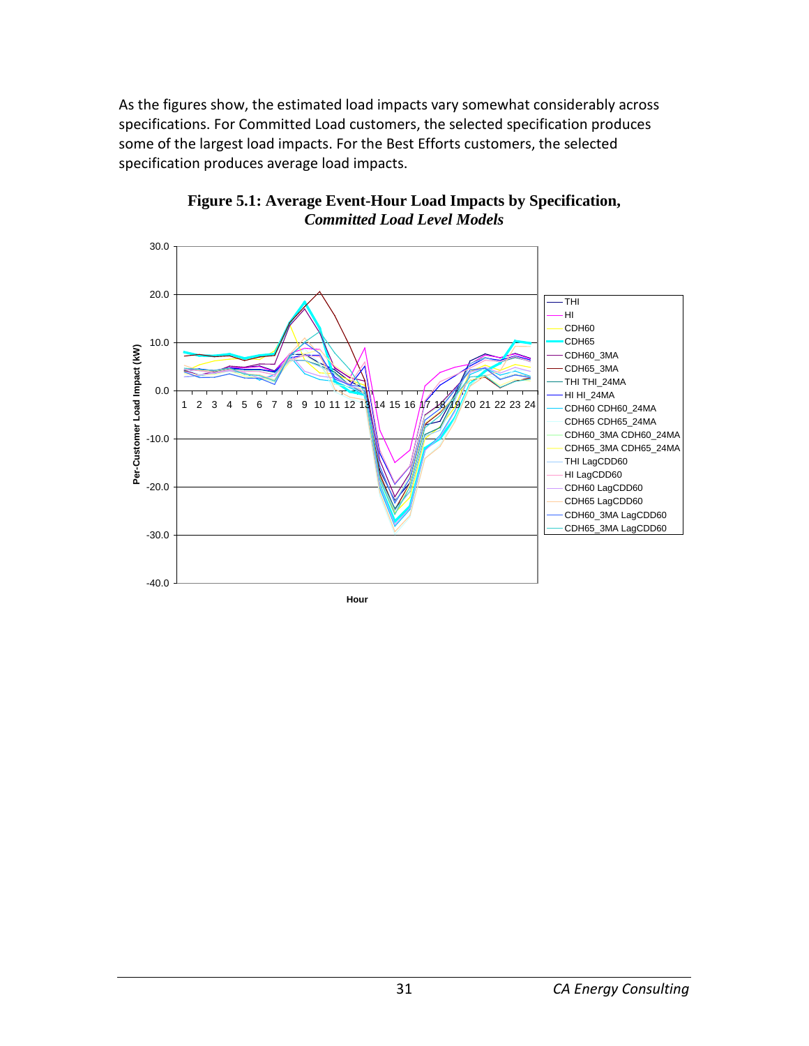As the figures show, the estimated load impacts vary somewhat considerably across specifications. For Committed Load customers, the selected specification produces some of the largest load impacts. For the Best Efforts customers, the selected specification produces average load impacts.

**Figure 5.1: Average Event-Hour Load Impacts by Specification, *Committed Load Level Models***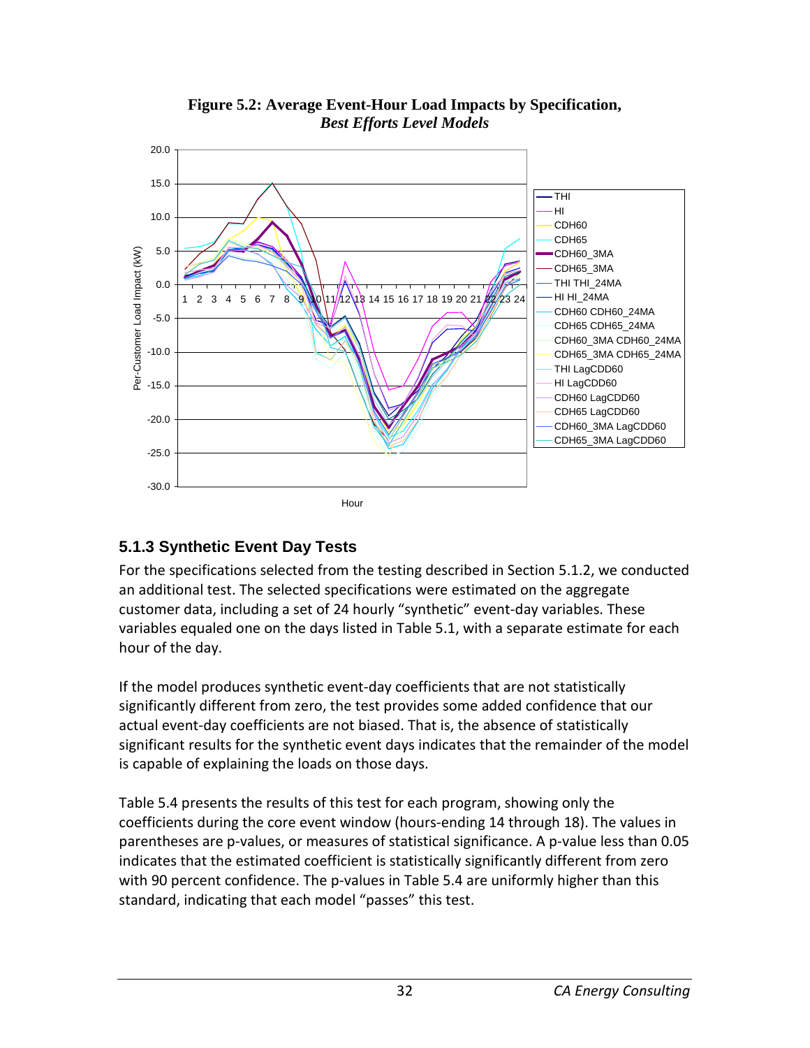**Figure 5.2: Average Event-Hour Load Impacts by Specification,** ***Best Efforts Level Models***

## 5.1.3 Synthetic Event Day Tests

For the specifications selected from the testing described in Section 5.1.2, we conducted an additional test. The selected specifications were estimated on the aggregate customer data, including a set of 24 hourly "synthetic" event-day variables. These variables equaled one on the days listed in Table 5.1, with a separate estimate for each hour of the day.

If the model produces synthetic event-day coefficients that are not statistically significantly different from zero, the test provides some added confidence that our actual event-day coefficients are not biased. That is, the absence of statistically significant results for the synthetic event days indicates that the remainder of the model is capable of explaining the loads on those days.

Table 5.4 presents the results of this test for each program, showing only the coefficients during the core event window (hours-ending 14 through 18). The values in parentheses are p-values, or measures of statistical significance. A p-value less than 0.05 indicates that the estimated coefficient is statistically significantly different from zero with 90 percent confidence. The p-values in Table 5.4 are uniformly higher than this standard, indicating that each model "passes" this test.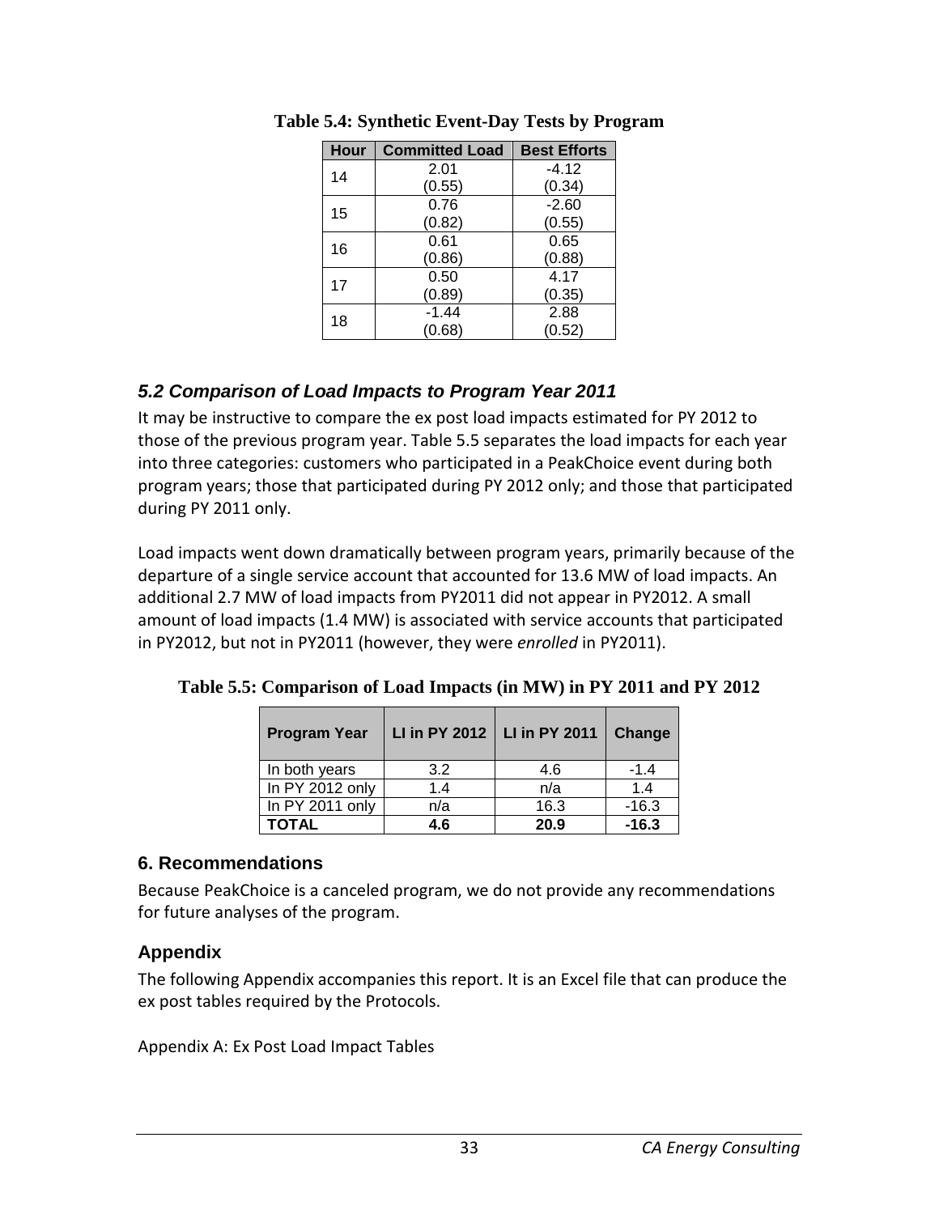**Table 5.4: Synthetic Event-Day Tests by Program**

| Hour | Committed Load | Best Efforts |
|---|---|---|
| 14 | 2.01<br>(0.55) | -4.12<br>(0.34) |
| 15 | 0.76<br>(0.82) | -2.60<br>(0.55) |
| 16 | 0.61<br>(0.86) | 0.65<br>(0.88) |
| 17 | 0.50<br>(0.89) | 4.17<br>(0.35) |
| 18 | -1.44<br>(0.68) | 2.88<br>(0.52) |

### *5.2 Comparison of Load Impacts to Program Year 2011*

It may be instructive to compare the ex post load impacts estimated for PY 2012 to those of the previous program year. Table 5.5 separates the load impacts for each year into three categories: customers who participated in a PeakChoice event during both program years; those that participated during PY 2012 only; and those that participated during PY 2011 only.

Load impacts went down dramatically between program years, primarily because of the departure of a single service account that accounted for 13.6 MW of load impacts. An additional 2.7 MW of load impacts from PY2011 did not appear in PY2012. A small amount of load impacts (1.4 MW) is associated with service accounts that participated in PY2012, but not in PY2011 (however, they were *enrolled* in PY2011).

**Table 5.5: Comparison of Load Impacts (in MW) in PY 2011 and PY 2012**

| Program Year | LI in PY 2012 | LI in PY 2011 | Change |
|---|---|---|---|
| In both years | 3.2 | 4.6 | -1.4 |
| In PY 2012 only | 1.4 | n/a | 1.4 |
| In PY 2011 only | n/a | 16.3 | -16.3 |
| **TOTAL** | **4.6** | **20.9** | **-16.3** |

## 6. Recommendations

Because PeakChoice is a canceled program, we do not provide any recommendations for future analyses of the program.

## Appendix

The following Appendix accompanies this report. It is an Excel file that can produce the ex post tables required by the Protocols.

Appendix A: Ex Post Load Impact Tables